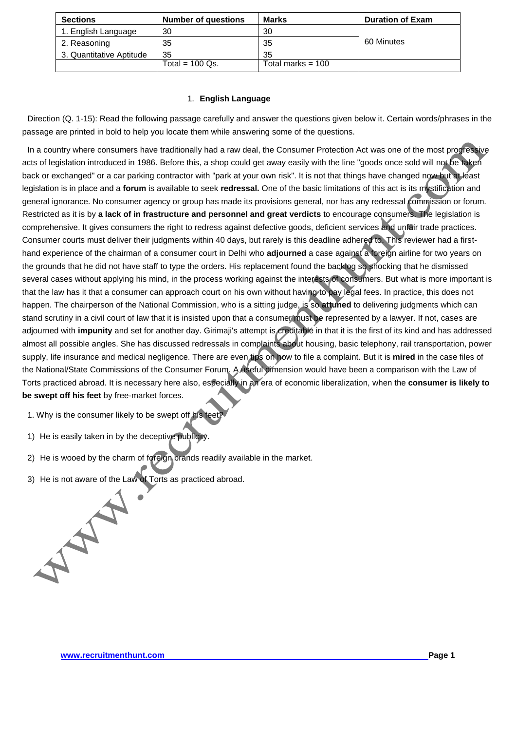| Sections | Number of questions | Marks | Duration of Exam |
|---|---|---|---|
| 1. English Language | 30 | 30 | 60 Minutes |
| 2. Reasoning | 35 | 35 | |
| 3. Quantitative Aptitude | 35 | 35 | |
| | Total = 100 Qs. | Total marks = 100 | |

## 1. **English Language**

Direction (Q. 1-15): Read the following passage carefully and answer the questions given below it. Certain words/phrases in the passage are printed in bold to help you locate them while answering some of the questions.

In a country where consumers have traditionally had a raw deal, the Consumer Protection Act was one of the most progressive acts of legislation introduced in 1986. Before this, a shop could get away easily with the line "goods once sold will not be taken back or exchanged" or a car parking contractor with "park at your own risk". It is not that things have changed now but at least legislation is in place and a **forum** is available to seek **redressal.** One of the basic limitations of this act is its mystification and general ignorance. No consumer agency or group has made its provisions general, nor has any redressal commission or forum. Restricted as it is by **a lack of in frastructure and personnel and great verdicts** to encourage consumers. The legislation is comprehensive. It gives consumers the right to redress against defective goods, deficient services and unfair trade practices. Consumer courts must deliver their judgments within 40 days, but rarely is this deadline adhered to. This reviewer had a first-hand experience of the chairman of a consumer court in Delhi who **adjourned** a case against a foreign airline for two years on the grounds that he did not have staff to type the orders. His replacement found the backlog so shocking that he dismissed several cases without applying his mind, in the process working against the interests of consumers. But what is more important is that the law has it that a consumer can approach court on his own without having to pay legal fees. In practice, this does not happen. The chairperson of the National Commission, who is a sitting judge, is so **attuned** to delivering judgments which can stand scrutiny in a civil court of law that it is insisted upon that a consumer must be represented by a lawyer. If not, cases are adjourned with **impunity** and set for another day. Girimaji's attempt is creditable in that it is the first of its kind and has addressed almost all possible angles. She has discussed redressals in complaints about housing, basic telephony, rail transportation, power supply, life insurance and medical negligence. There are even tips on how to file a complaint. But it is **mired** in the case files of the National/State Commissions of the Consumer Forum. A useful dimension would have been a comparison with the Law of Torts practiced abroad. It is necessary here also, especially in an era of economic liberalization, when the **consumer is likely to be swept off his feet** by free-market forces.

1. Why is the consumer likely to be swept off his feet?

1) He is easily taken in by the deceptive publicity.

2) He is wooed by the charm of foreign brands readily available in the market.

3) He is not aware of the Law of Torts as practiced abroad.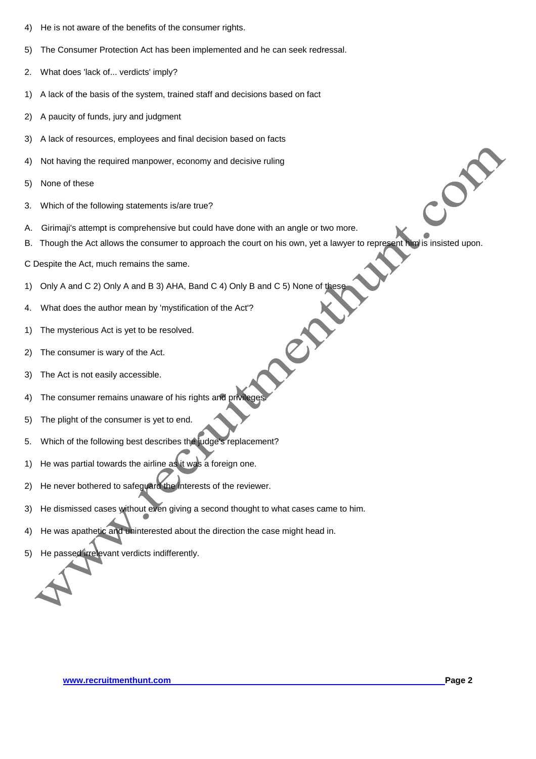4) He is not aware of the benefits of the consumer rights.

5) The Consumer Protection Act has been implemented and he can seek redressal.

2. What does 'lack of... verdicts' imply?

1) A lack of the basis of the system, trained staff and decisions based on fact

2) A paucity of funds, jury and judgment

3) A lack of resources, employees and final decision based on facts

4) Not having the required manpower, economy and decisive ruling

5) None of these

3. Which of the following statements is/are true?

A. Girimaji's attempt is comprehensive but could have done with an angle or two more.

B. Though the Act allows the consumer to approach the court on his own, yet a lawyer to represent him is insisted upon.

C Despite the Act, much remains the same.

1) Only A and C 2) Only A and B 3) AHA, Band C 4) Only B and C 5) None of these

4. What does the author mean by 'mystification of the Act'?

1) The mysterious Act is yet to be resolved.

2) The consumer is wary of the Act.

3) The Act is not easily accessible.

4) The consumer remains unaware of his rights and privileges.

5) The plight of the consumer is yet to end.

5. Which of the following best describes the judge's replacement?

1) He was partial towards the airline as it was a foreign one.

2) He never bothered to safeguard the interests of the reviewer.

3) He dismissed cases without even giving a second thought to what cases came to him.

4) He was apathetic and uninterested about the direction the case might head in.

5) He passed irrelevant verdicts indifferently.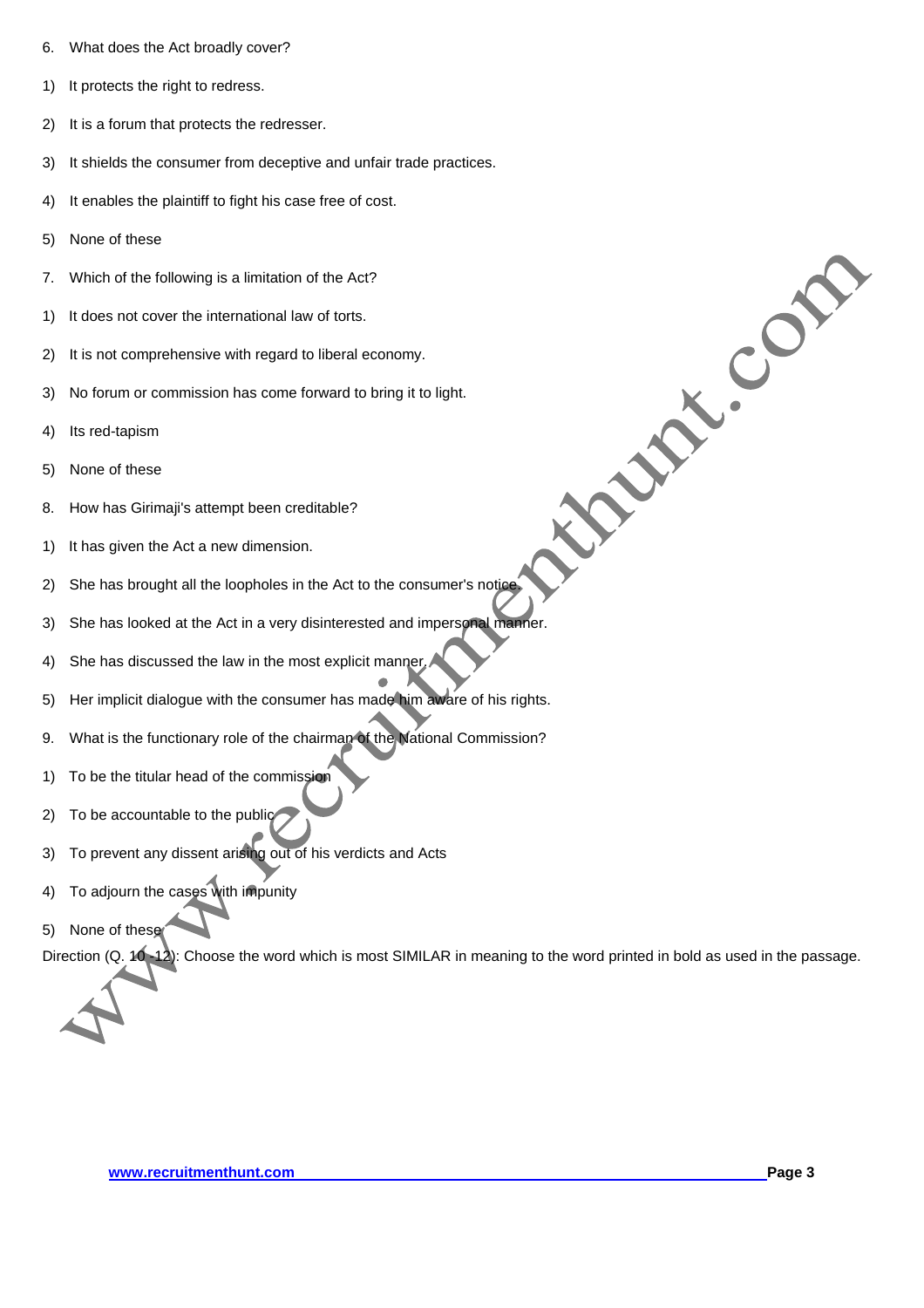6. What does the Act broadly cover?

1) It protects the right to redress.

2) It is a forum that protects the redresser.

3) It shields the consumer from deceptive and unfair trade practices.

4) It enables the plaintiff to fight his case free of cost.

5) None of these

7. Which of the following is a limitation of the Act?

1) It does not cover the international law of torts.

2) It is not comprehensive with regard to liberal economy.

3) No forum or commission has come forward to bring it to light.

4) Its red-tapism

5) None of these

8. How has Girimaji's attempt been creditable?

1) It has given the Act a new dimension.

2) She has brought all the loopholes in the Act to the consumer's notice.

3) She has looked at the Act in a very disinterested and impersonal manner.

4) She has discussed the law in the most explicit manner.

5) Her implicit dialogue with the consumer has made him aware of his rights.

9. What is the functionary role of the chairman of the National Commission?

1) To be the titular head of the commission

2) To be accountable to the public

3) To prevent any dissent arising out of his verdicts and Acts

4) To adjourn the cases with impunity

5) None of these

Direction (Q. 10 -12): Choose the word which is most SIMILAR in meaning to the word printed in bold as used in the passage.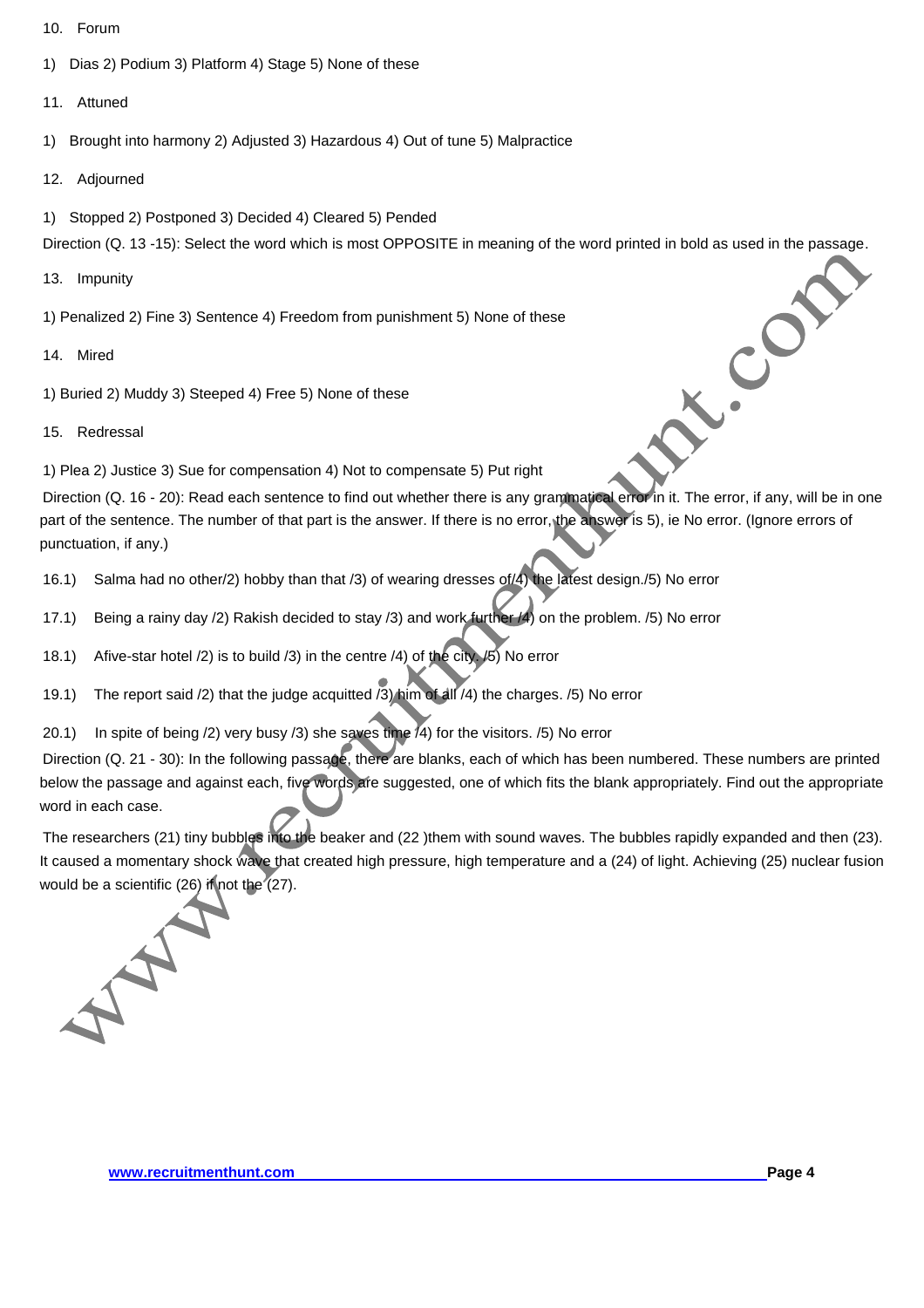10. Forum

1) Dias 2) Podium 3) Platform 4) Stage 5) None of these

11. Attuned

1) Brought into harmony 2) Adjusted 3) Hazardous 4) Out of tune 5) Malpractice

12. Adjourned

1) Stopped 2) Postponed 3) Decided 4) Cleared 5) Pended

Direction (Q. 13 -15): Select the word which is most OPPOSITE in meaning of the word printed in bold as used in the passage.

13. Impunity

1) Penalized 2) Fine 3) Sentence 4) Freedom from punishment 5) None of these

14. Mired

1) Buried 2) Muddy 3) Steeped 4) Free 5) None of these

15. Redressal

1) Plea 2) Justice 3) Sue for compensation 4) Not to compensate 5) Put right

Direction (Q. 16 - 20): Read each sentence to find out whether there is any grammatical error in it. The error, if any, will be in one part of the sentence. The number of that part is the answer. If there is no error, the answer is 5), ie No error. (Ignore errors of punctuation, if any.)

16.1) Salma had no other/2) hobby than that /3) of wearing dresses of/4) the latest design./5) No error

17.1) Being a rainy day /2) Rakish decided to stay /3) and work further /4) on the problem. /5) No error

18.1) Afive-star hotel /2) is to build /3) in the centre /4) of the city. /5) No error

19.1) The report said /2) that the judge acquitted /3) him of all /4) the charges. /5) No error

20.1) In spite of being /2) very busy /3) she saves time /4) for the visitors. /5) No error

Direction (Q. 21 - 30): In the following passage, there are blanks, each of which has been numbered. These numbers are printed below the passage and against each, five words are suggested, one of which fits the blank appropriately. Find out the appropriate word in each case.

The researchers (21) tiny bubbles into the beaker and (22 )them with sound waves. The bubbles rapidly expanded and then (23). It caused a momentary shock wave that created high pressure, high temperature and a (24) of light. Achieving (25) nuclear fusion would be a scientific (26) if not the (27).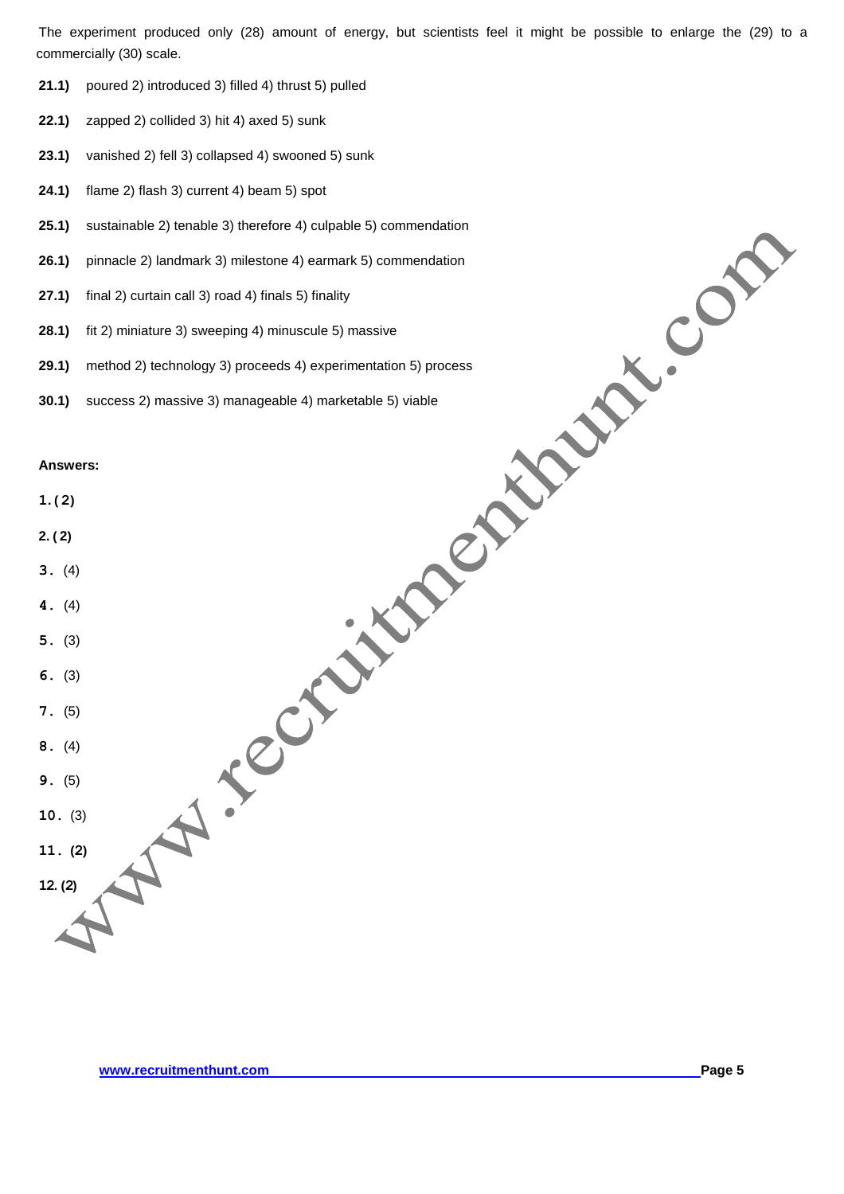The experiment produced only (28) amount of energy, but scientists feel it might be possible to enlarge the (29) to a commercially (30) scale.

**21.1)** poured 2) introduced 3) filled 4) thrust 5) pulled

**22.1)** zapped 2) collided 3) hit 4) axed 5) sunk

**23.1)** vanished 2) fell 3) collapsed 4) swooned 5) sunk

**24.1)** flame 2) flash 3) current 4) beam 5) spot

**25.1)** sustainable 2) tenable 3) therefore 4) culpable 5) commendation

**26.1)** pinnacle 2) landmark 3) milestone 4) earmark 5) commendation

**27.1)** final 2) curtain call 3) road 4) finals 5) finality

**28.1)** fit 2) miniature 3) sweeping 4) minuscule 5) massive

**29.1)** method 2) technology 3) proceeds 4) experimentation 5) process

**30.1)** success 2) massive 3) manageable 4) marketable 5) viable

**Answers:**

**1. (2)**

**2. (2)**

**3.** (4)

**4.** (4)

**5.** (3)

**6.** (3)

**7.** (5)

**8.** (4)

**9.** (5)

**10.** (3)

**11. (2)**

**12. (2)**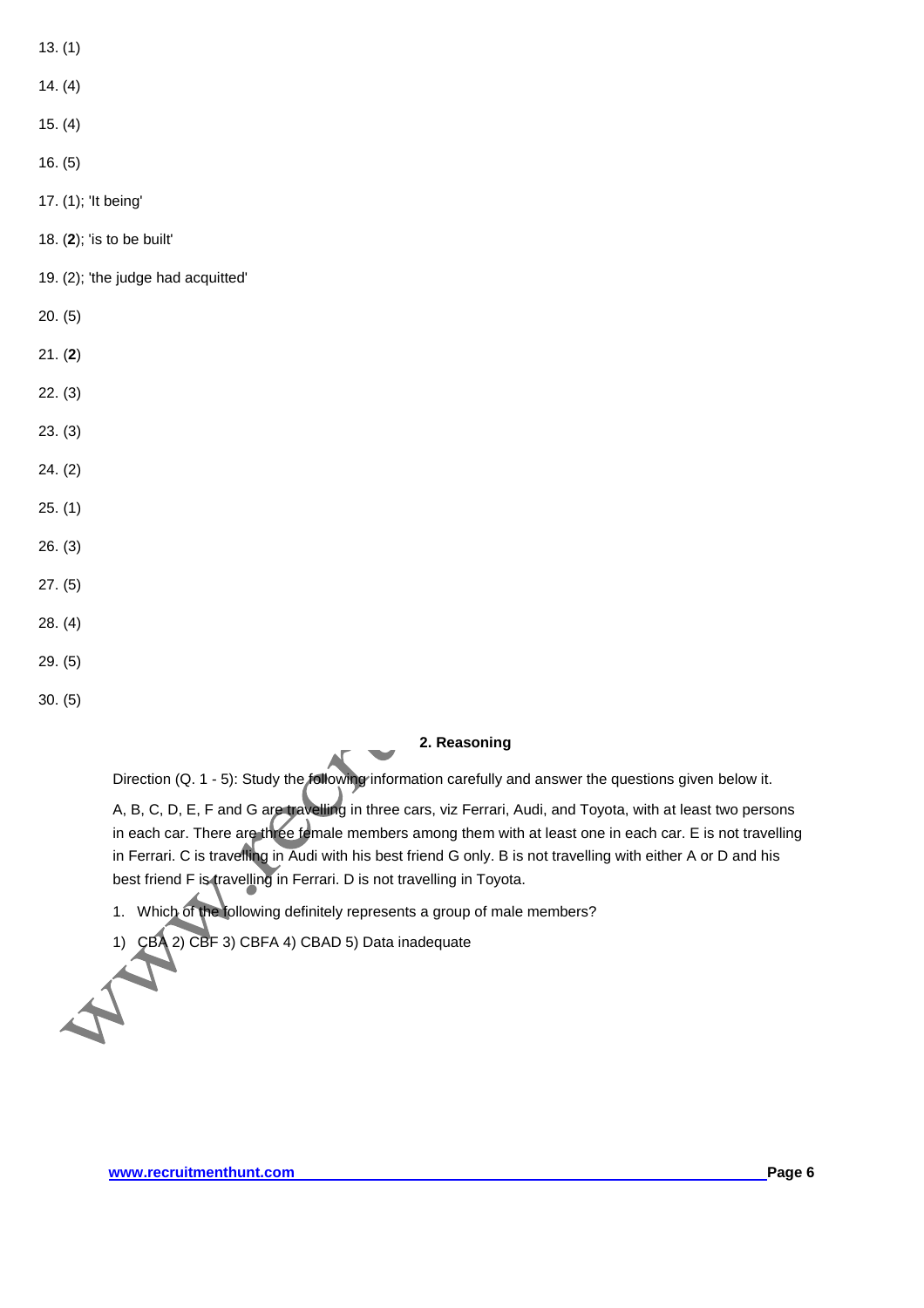13. (1)

14. (4)

15. (4)

16. (5)

17. (1); 'It being'

18. (**2**); 'is to be built'

19. (2); 'the judge had acquitted'

20. (5)

21. (**2**)

22. (3)

23. (3)

24. (2)

25. (1)

26. (3)

27. (5)

28. (4)

29. (5)

30. (5)

## 2. Reasoning

Direction (Q. 1 - 5): Study the following information carefully and answer the questions given below it.

A, B, C, D, E, F and G are travelling in three cars, viz Ferrari, Audi, and Toyota, with at least two persons in each car. There are three female members among them with at least one in each car. E is not travelling in Ferrari. C is travelling in Audi with his best friend G only. B is not travelling with either A or D and his best friend F is travelling in Ferrari. D is not travelling in Toyota.

1. Which of the following definitely represents a group of male members?

1) CBA 2) CBF 3) CBFA 4) CBAD 5) Data inadequate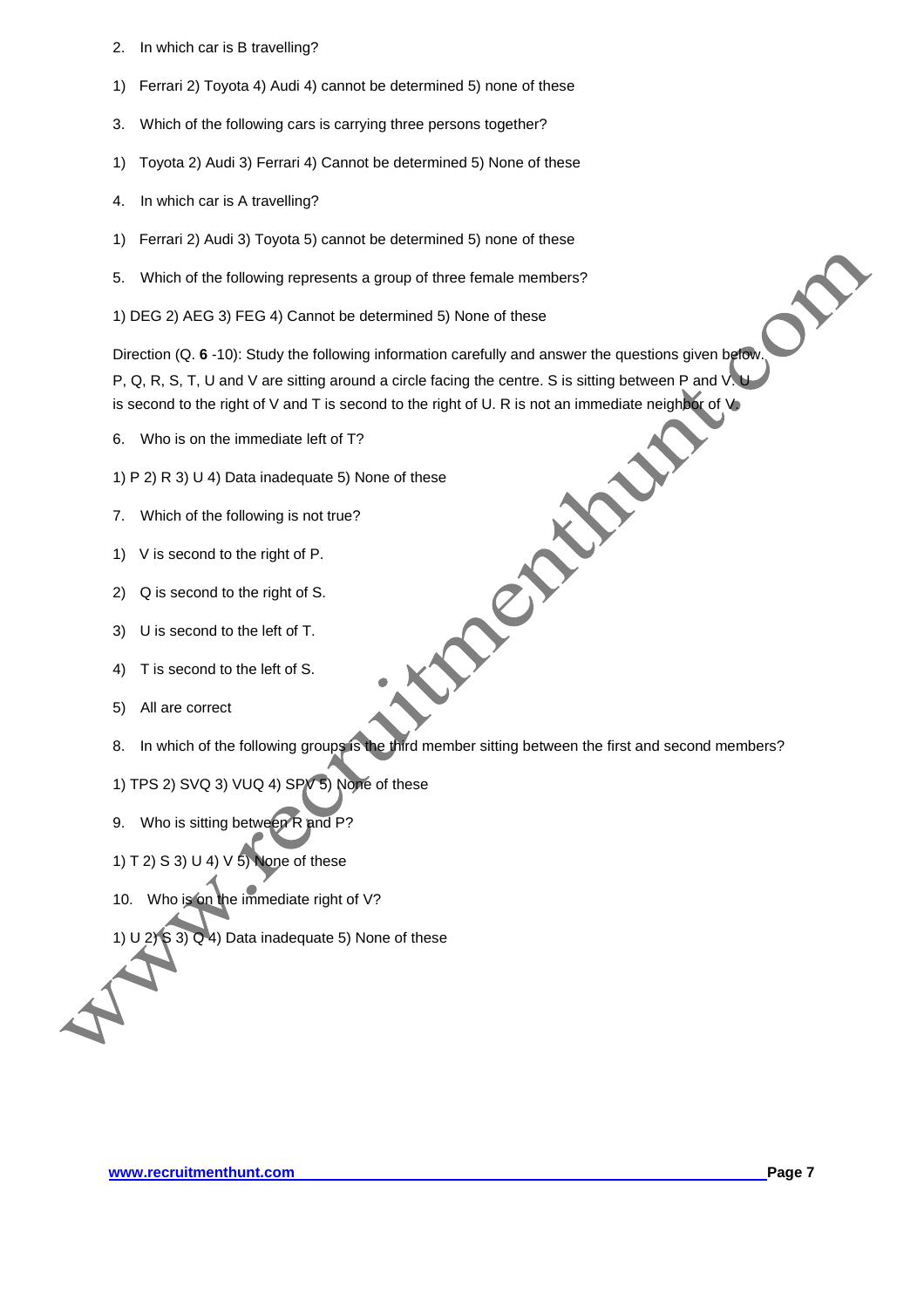2. In which car is B travelling?

1) Ferrari 2) Toyota 4) Audi 4) cannot be determined 5) none of these

3. Which of the following cars is carrying three persons together?

1) Toyota 2) Audi 3) Ferrari 4) Cannot be determined 5) None of these

4. In which car is A travelling?

1) Ferrari 2) Audi 3) Toyota 5) cannot be determined 5) none of these

5. Which of the following represents a group of three female members?

1) DEG 2) AEG 3) FEG 4) Cannot be determined 5) None of these

Direction (Q. **6** -10): Study the following information carefully and answer the questions given below. P, Q, R, S, T, U and V are sitting around a circle facing the centre. S is sitting between P and V. U is second to the right of V and T is second to the right of U. R is not an immediate neighbor of V.

6. Who is on the immediate left of T?

1) P 2) R 3) U 4) Data inadequate 5) None of these

7. Which of the following is not true?

1) V is second to the right of P.

2) Q is second to the right of S.

3) U is second to the left of T.

4) T is second to the left of S.

5) All are correct

8. In which of the following groups is the third member sitting between the first and second members?

1) TPS 2) SVQ 3) VUQ 4) SPV 5) None of these

9. Who is sitting between R and P?

1) T 2) S 3) U 4) V 5) None of these

10. Who is on the immediate right of V?

1) U 2) S 3) Q 4) Data inadequate 5) None of these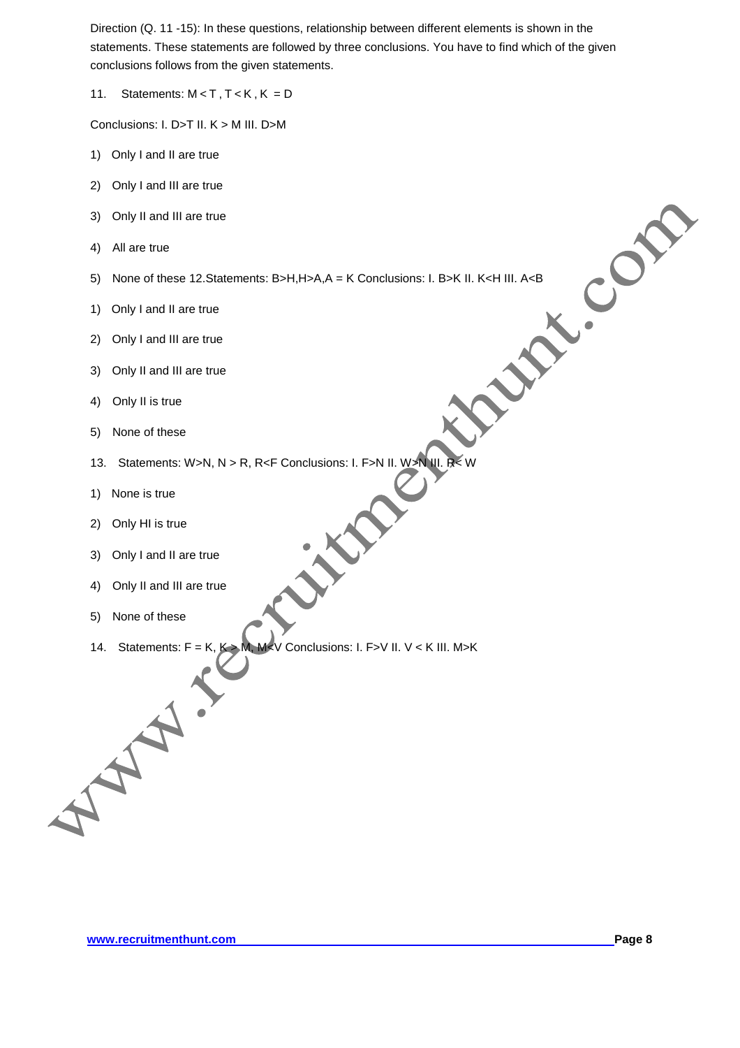Direction (Q. 11 -15): In these questions, relationship between different elements is shown in the statements. These statements are followed by three conclusions. You have to find which of the given conclusions follows from the given statements.

11. Statements: M < T , T < K , K = D

Conclusions: I. D>T II. K > M III. D>M

1) Only I and II are true
2) Only I and III are true
3) Only II and III are true
4) All are true
5) None of these 12.Statements: B>H,H>A,A = K Conclusions: I. B>K II. K<H III. A<B
1) Only I and II are true
2) Only I and III are true
3) Only II and III are true
4) Only II is true
5) None of these

13. Statements: W>N, N > R, R<F Conclusions: I. F>N II. W>N III. R< W

1) None is true
2) Only HI is true
3) Only I and II are true
4) Only II and III are true
5) None of these

14. Statements: F = K, K > M, M<V Conclusions: I. F>V II. V < K III. M>K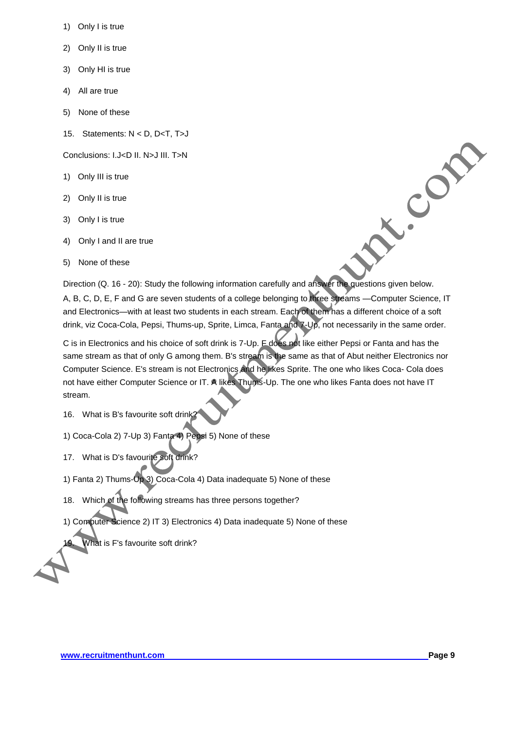1) Only I is true

2) Only II is true

3) Only HI is true

4) All are true

5) None of these

15. Statements: N < D, D<T, T>J

Conclusions: I.J<D II. N>J III. T>N

1) Only III is true

2) Only II is true

3) Only I is true

4) Only I and II are true

5) None of these

Direction (Q. 16 - 20): Study the following information carefully and answer the questions given below.

A, B, C, D, E, F and G are seven students of a college belonging to three streams —Computer Science, IT and Electronics—with at least two students in each stream. Each of them has a different choice of a soft drink, viz Coca-Cola, Pepsi, Thums-up, Sprite, Limca, Fanta and 7-Up, not necessarily in the same order.

C is in Electronics and his choice of soft drink is 7-Up. F does not like either Pepsi or Fanta and has the same stream as that of only G among them. B's stream is the same as that of Abut neither Electronics nor Computer Science. E's stream is not Electronics and he likes Sprite. The one who likes Coca- Cola does not have either Computer Science or IT. A likes Thums-Up. The one who likes Fanta does not have IT stream.

16. What is B's favourite soft drink?

1) Coca-Cola 2) 7-Up 3) Fanta 4) Pepsi 5) None of these

17. What is D's favourite soft drink?

1) Fanta 2) Thums-Up 3) Coca-Cola 4) Data inadequate 5) None of these

18. Which of the following streams has three persons together?

1) Computer Science 2) IT 3) Electronics 4) Data inadequate 5) None of these

19. What is F's favourite soft drink?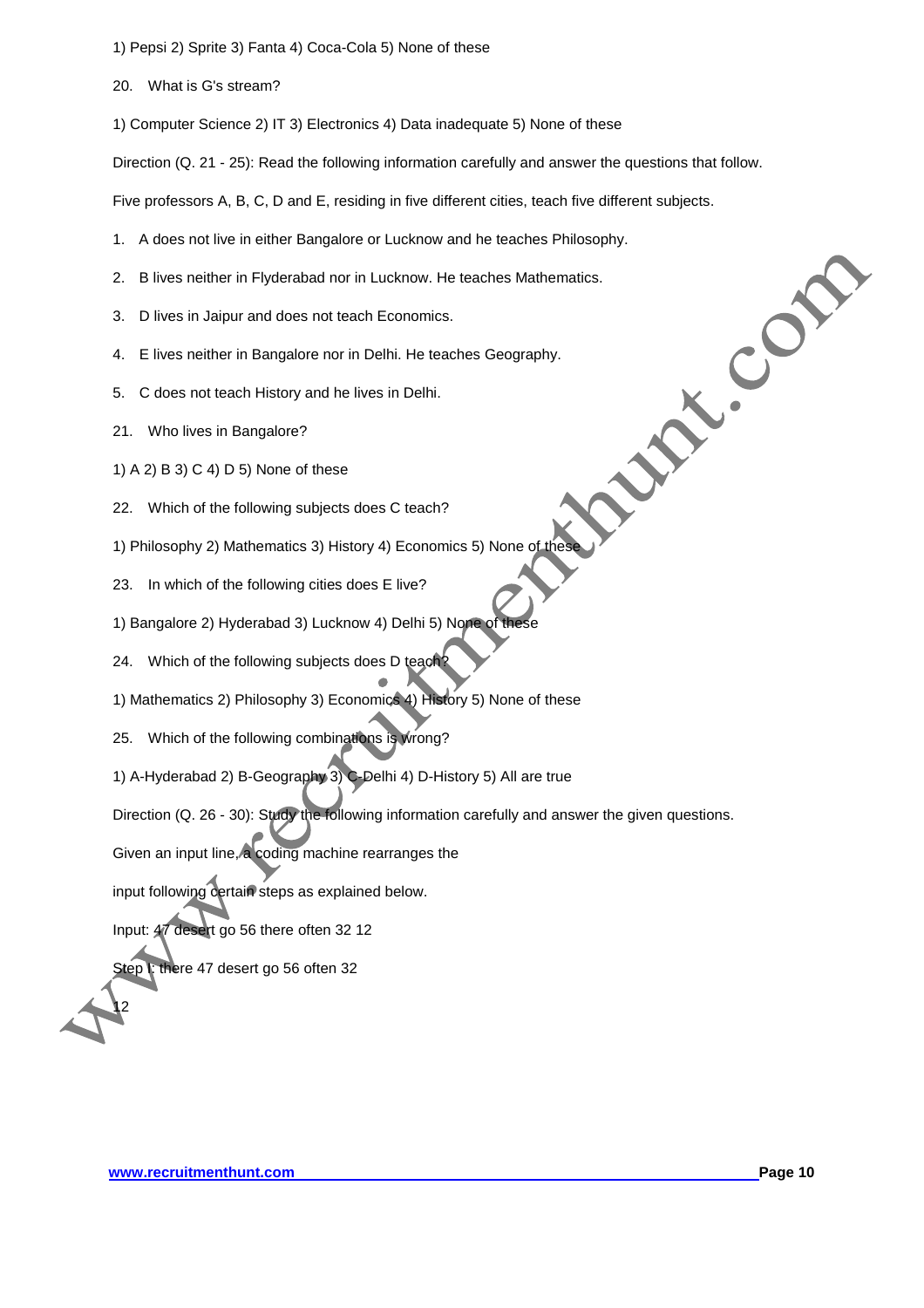1) Pepsi 2) Sprite 3) Fanta 4) Coca-Cola 5) None of these

20. What is G's stream?

1) Computer Science 2) IT 3) Electronics 4) Data inadequate 5) None of these

Direction (Q. 21 - 25): Read the following information carefully and answer the questions that follow.

Five professors A, B, C, D and E, residing in five different cities, teach five different subjects.

1. A does not live in either Bangalore or Lucknow and he teaches Philosophy.
2. B lives neither in Flyderabad nor in Lucknow. He teaches Mathematics.
3. D lives in Jaipur and does not teach Economics.
4. E lives neither in Bangalore nor in Delhi. He teaches Geography.
5. C does not teach History and he lives in Delhi.

21. Who lives in Bangalore?

1) A 2) B 3) C 4) D 5) None of these

22. Which of the following subjects does C teach?

1) Philosophy 2) Mathematics 3) History 4) Economics 5) None of these

23. In which of the following cities does E live?

1) Bangalore 2) Hyderabad 3) Lucknow 4) Delhi 5) None of these

24. Which of the following subjects does D teach?

1) Mathematics 2) Philosophy 3) Economics 4) History 5) None of these

25. Which of the following combinations is wrong?

1) A-Hyderabad 2) B-Geography 3) C-Delhi 4) D-History 5) All are true

Direction (Q. 26 - 30): Study the following information carefully and answer the given questions.

Given an input line, a coding machine rearranges the

input following certain steps as explained below.

Input: 47 desert go 56 there often 32 12

Step I: there 47 desert go 56 often 32

12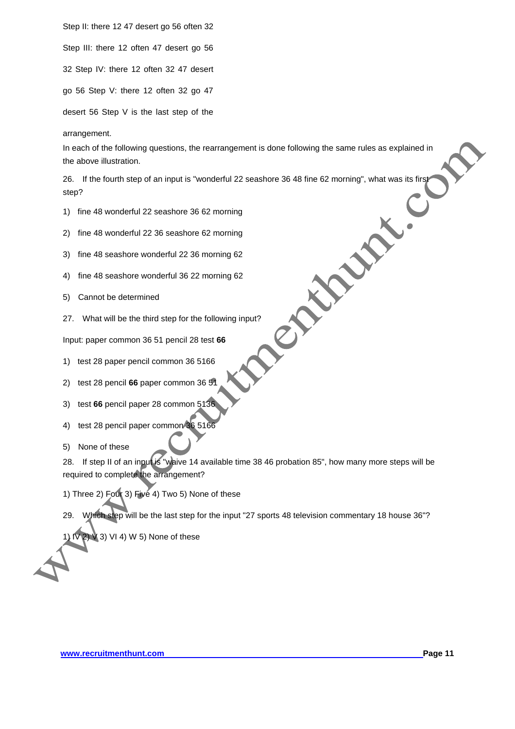Step II: there 12 47 desert go 56 often 32

Step III: there 12 often 47 desert go 56

32 Step IV: there 12 often 32 47 desert

go 56 Step V: there 12 often 32 go 47

desert 56 Step V is the last step of the

arrangement.

In each of the following questions, the rearrangement is done following the same rules as explained in the above illustration.

26. If the fourth step of an input is "wonderful 22 seashore 36 48 fine 62 morning", what was its first step?

1) fine 48 wonderful 22 seashore 36 62 morning

2) fine 48 wonderful 22 36 seashore 62 morning

3) fine 48 seashore wonderful 22 36 morning 62

4) fine 48 seashore wonderful 36 22 morning 62

5) Cannot be determined

27. What will be the third step for the following input?

Input: paper common 36 51 pencil 28 test **66**

1) test 28 paper pencil common 36 5166

2) test 28 pencil **66** paper common 36 51

3) test **66** pencil paper 28 common 5136

4) test 28 pencil paper common 36 5166

5) None of these

28. If step II of an input is "waive 14 available time 38 46 probation 85", how many more steps will be required to complete the arrangement?

1) Three 2) Four 3) Five 4) Two 5) None of these

29. Which step will be the last step for the input "27 sports 48 television commentary 18 house 36"?

1) IV 2) V 3) VI 4) W 5) None of these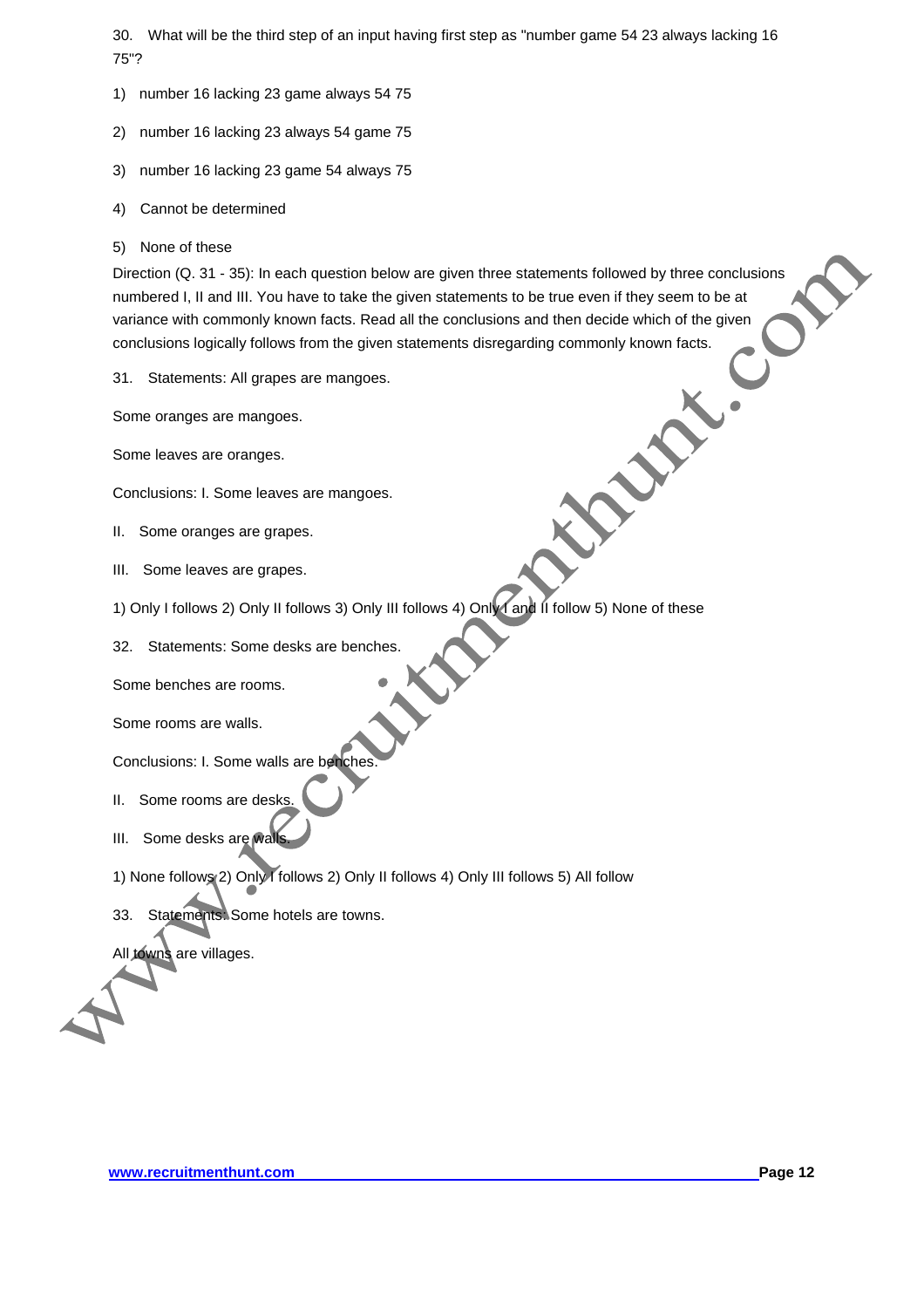30. What will be the third step of an input having first step as "number game 54 23 always lacking 16 75"?

1) number 16 lacking 23 game always 54 75

2) number 16 lacking 23 always 54 game 75

3) number 16 lacking 23 game 54 always 75

4) Cannot be determined

5) None of these

Direction (Q. 31 - 35): In each question below are given three statements followed by three conclusions numbered I, II and III. You have to take the given statements to be true even if they seem to be at variance with commonly known facts. Read all the conclusions and then decide which of the given conclusions logically follows from the given statements disregarding commonly known facts.

31. Statements: All grapes are mangoes.

Some oranges are mangoes.

Some leaves are oranges.

Conclusions: I. Some leaves are mangoes.

II. Some oranges are grapes.

III. Some leaves are grapes.

1) Only I follows 2) Only II follows 3) Only III follows 4) Only I and II follow 5) None of these

32. Statements: Some desks are benches.

Some benches are rooms.

Some rooms are walls.

Conclusions: I. Some walls are benches.

II. Some rooms are desks.

III. Some desks are walls.

1) None follows 2) Only I follows 2) Only II follows 4) Only III follows 5) All follow

33. Statements: Some hotels are towns.

All towns are villages.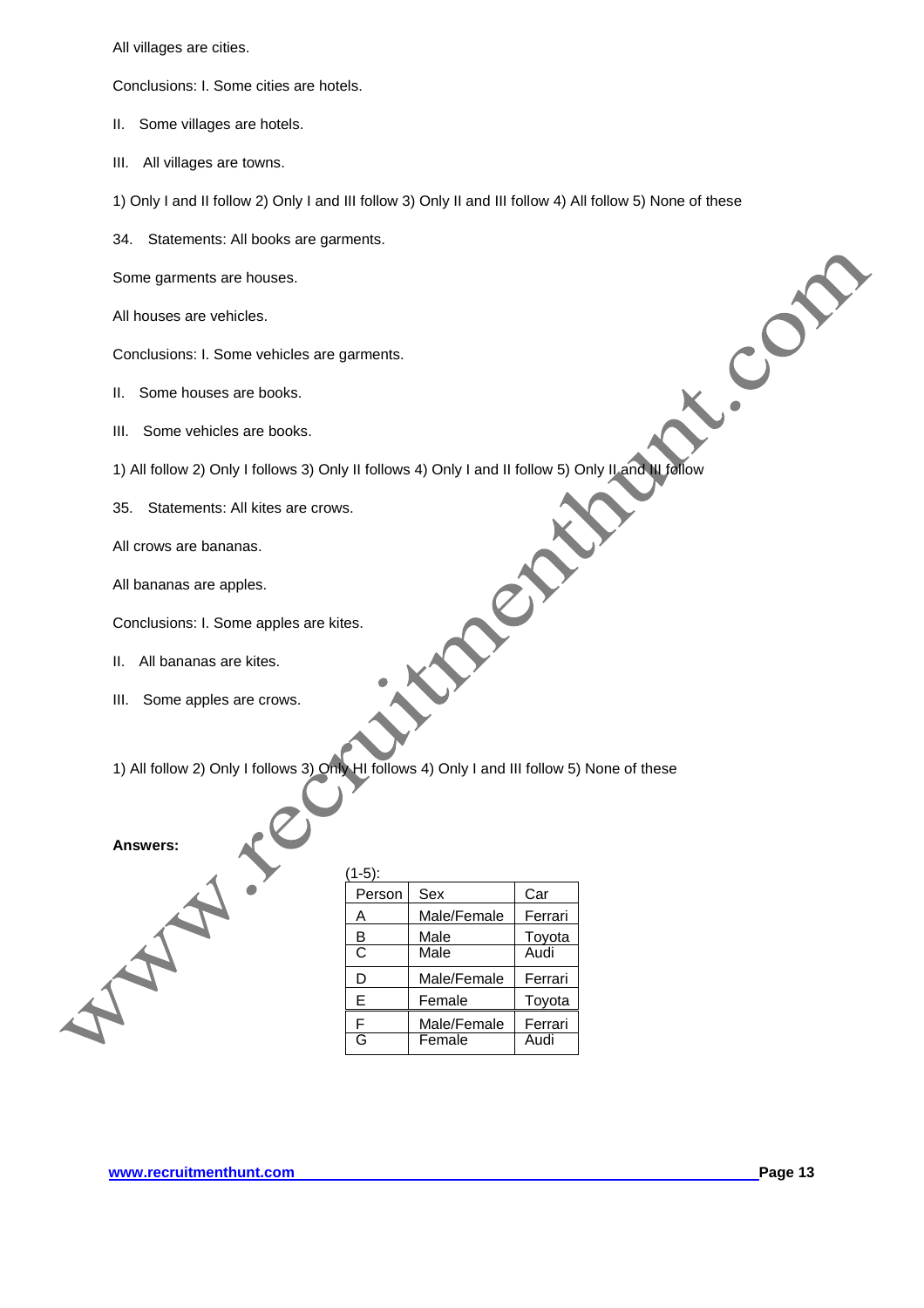All villages are cities.

Conclusions: I. Some cities are hotels.

II. Some villages are hotels.

III. All villages are towns.

1) Only I and II follow 2) Only I and III follow 3) Only II and III follow 4) All follow 5) None of these

34. Statements: All books are garments.

Some garments are houses.

All houses are vehicles.

Conclusions: I. Some vehicles are garments.

II. Some houses are books.

III. Some vehicles are books.

1) All follow 2) Only I follows 3) Only II follows 4) Only I and II follow 5) Only II and III follow

35. Statements: All kites are crows.

All crows are bananas.

All bananas are apples.

Conclusions: I. Some apples are kites.

II. All bananas are kites.

III. Some apples are crows.

1) All follow 2) Only I follows 3) Only HI follows 4) Only I and III follow 5) None of these

**Answers:**

(1-5):

| Person | Sex | Car |
|---|---|---|
| A | Male/Female | Ferrari |
| B | Male | Toyota |
| C | Male | Audi |
| D | Male/Female | Ferrari |
| E | Female | Toyota |
| F | Male/Female | Ferrari |
| G | Female | Audi |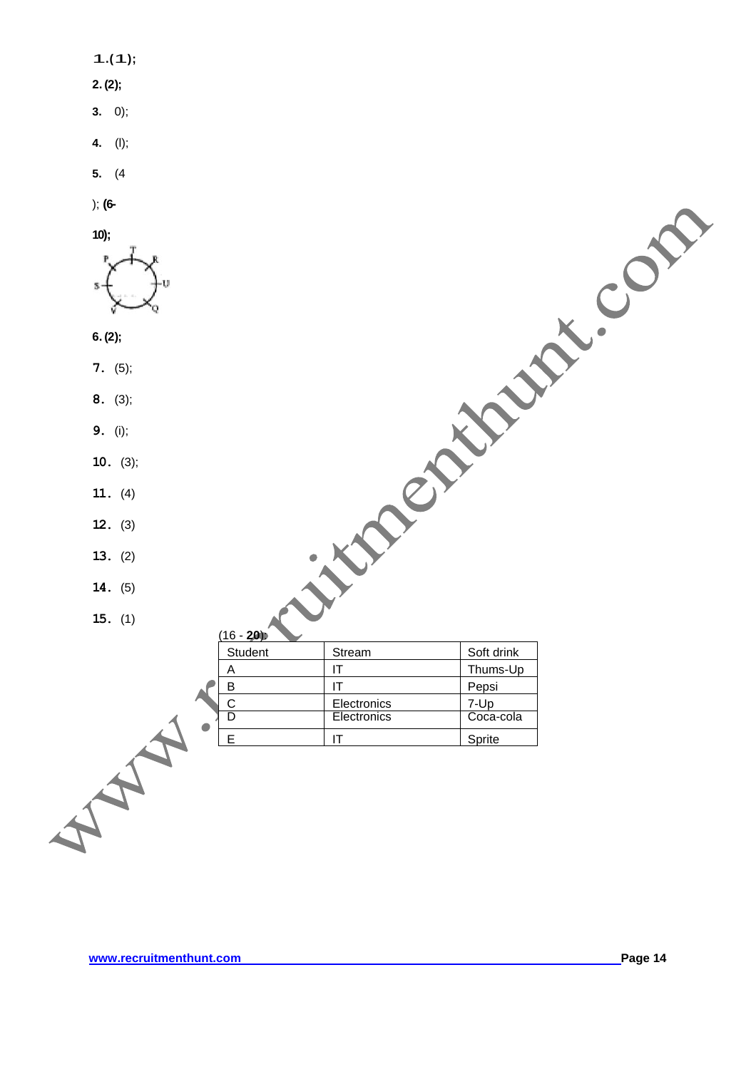1.(1);

2. (2);

3. 0);

4. (l);

5. (4

); (6-

10);

6. (2);

7. (5);

8. (3);

9. (i);

10. (3);

11. (4)

12. (3)

13. (2)

14. (5)

15. (1)

(16 - 20):

| Student | Stream | Soft drink |
|---|---|---|
| A | IT | Thums-Up |
| B | IT | Pepsi |
| C | Electronics | 7-Up |
| D | Electronics | Coca-cola |
| E | IT | Sprite |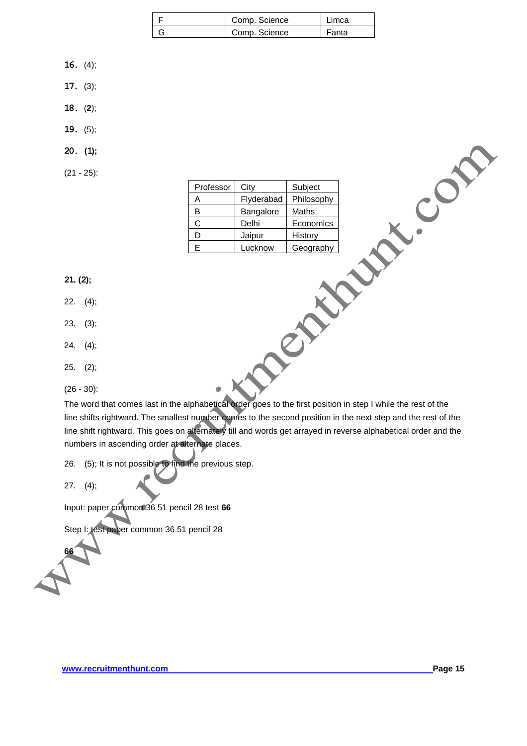| F | Comp. Science | Limca |
|---|---|---|
| G | Comp. Science | Fanta |

**16.** (4);

**17.** (3);

**18.** (**2**);

**19.** (5);

**20.** **(1);**

(21 - 25):

| Professor | City | Subject |
|---|---|---|
| A | Flyderabad | Philosophy |
| B | Bangalore | Maths |
| C | Delhi | Economics |
| D | Jaipur | History |
| E | Lucknow | Geography |

**21. (2);**

22. (4);

23. (3);

24. (4);

25. (2);

(26 - 30):

The word that comes last in the alphabetical order goes to the first position in step I while the rest of the line shifts rightward. The smallest number comes to the second position in the next step and the rest of the line shift rightward. This goes on alternately till and words get arrayed in reverse alphabetical order and the numbers in ascending order at alternate places.

26. (5); It is not possible to find the previous step.

27. (4);

Input: paper common 36 51 pencil 28 test **66**

Step I: test paper common 36 51 pencil 28

**66**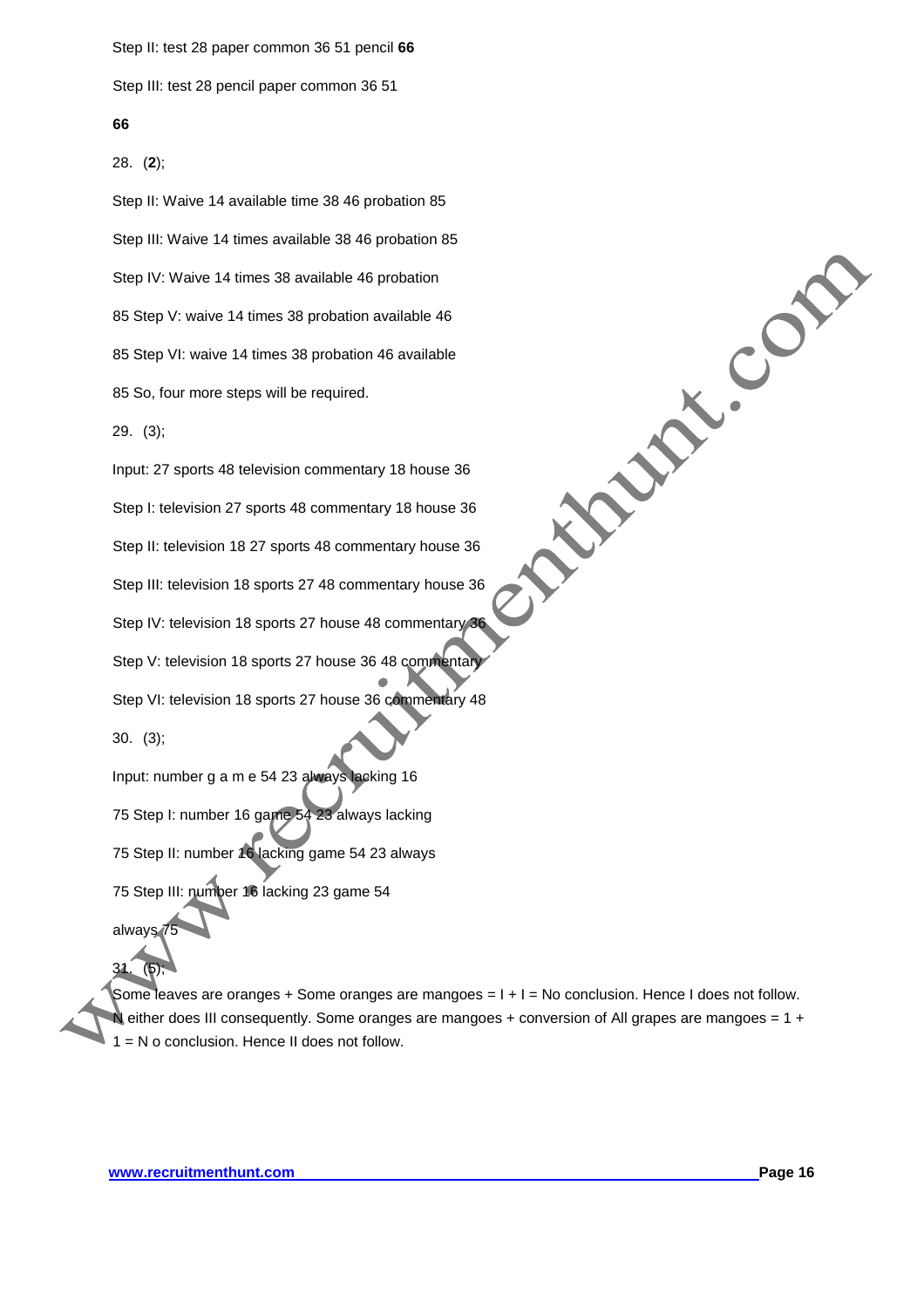Step II: test 28 paper common 36 51 pencil **66**

Step III: test 28 pencil paper common 36 51

**66**

28. (**2**);

Step II: Waive 14 available time 38 46 probation 85

Step III: Waive 14 times available 38 46 probation 85

Step IV: Waive 14 times 38 available 46 probation

85 Step V: waive 14 times 38 probation available 46

85 Step VI: waive 14 times 38 probation 46 available

85 So, four more steps will be required.

29. (3);

Input: 27 sports 48 television commentary 18 house 36

Step I: television 27 sports 48 commentary 18 house 36

Step II: television 18 27 sports 48 commentary house 36

Step III: television 18 sports 27 48 commentary house 36

Step IV: television 18 sports 27 house 48 commentary 36

Step V: television 18 sports 27 house 36 48 commentary

Step VI: television 18 sports 27 house 36 commentary 48

30. (3);

Input: number g a m e 54 23 always lacking 16

75 Step I: number 16 game 54 23 always lacking

75 Step II: number 16 lacking game 54 23 always

75 Step III: number 16 lacking 23 game 54

always 75

31. (5);

Some leaves are oranges + Some oranges are mangoes = I + I = No conclusion. Hence I does not follow. N either does III consequently. Some oranges are mangoes + conversion of All grapes are mangoes = 1 + 1 = N o conclusion. Hence II does not follow.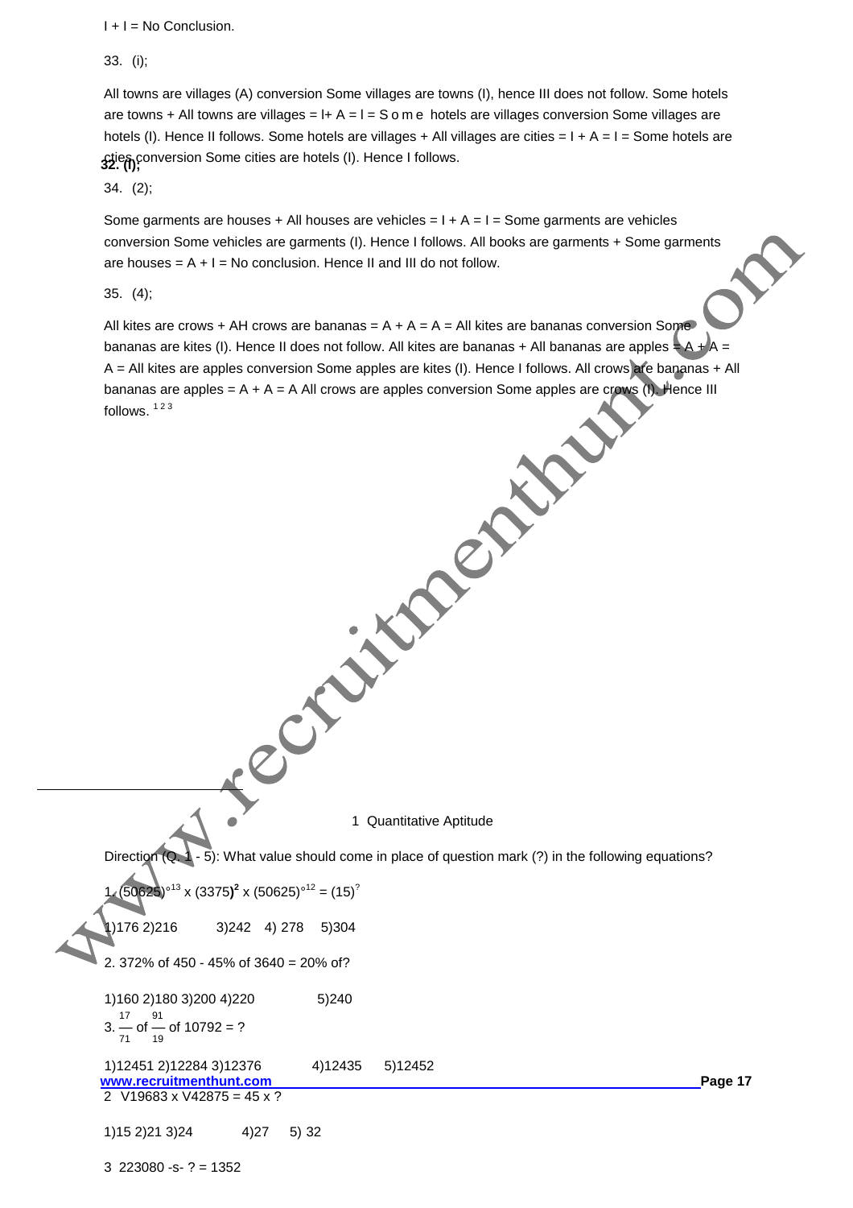I + I = No Conclusion.

33. (i);

All towns are villages (A) conversion Some villages are towns (I), hence III does not follow. Some hotels are towns + All towns are villages = I+ A = I = S o m e hotels are villages conversion Some villages are hotels (I). Hence II follows. Some hotels are villages + All villages are cities = I + A = I = Some hotels are cties conversion Some cities are hotels (I). Hence I follows.

**32. (i);**

34. (2);

Some garments are houses + All houses are vehicles = I + A = I = Some garments are vehicles conversion Some vehicles are garments (I). Hence I follows. All books are garments + Some garments are houses = A + I = No conclusion. Hence II and III do not follow.

35. (4);

All kites are crows + AH crows are bananas = A + A = A = All kites are bananas conversion Some bananas are kites (I). Hence II does not follow. All kites are bananas + All bananas are apples = A + A = A = All kites are apples conversion Some apples are kites (I). Hence I follows. All crows are bananas + All bananas are apples = A + A = A All crows are apples conversion Some apples are crows (I). Hence III follows. [1 2 3]

---

1 Quantitative Aptitude

Direction (Q. 1 - 5): What value should come in place of question mark (?) in the following equations?

1. $(50625)^{\circ 13} \times (3375)^{2} \times (50625)^{\circ 12} = (15)^{?}$

1)176 2)216 3)242 4) 278 5)304

2. 372% of 450 - 45% of 3640 = 20% of?

1)160 2)180 3)200 4)220 5)240

3. $\frac{17}{71}$ of $\frac{91}{19}$ of 10792 = ?

1)12451 2)12284 3)12376 4)12435 5)12452

2 V19683 x V42875 = 45 x ?

1)15 2)21 3)24 4)27 5) 32

3 223080 -s- ? = 1352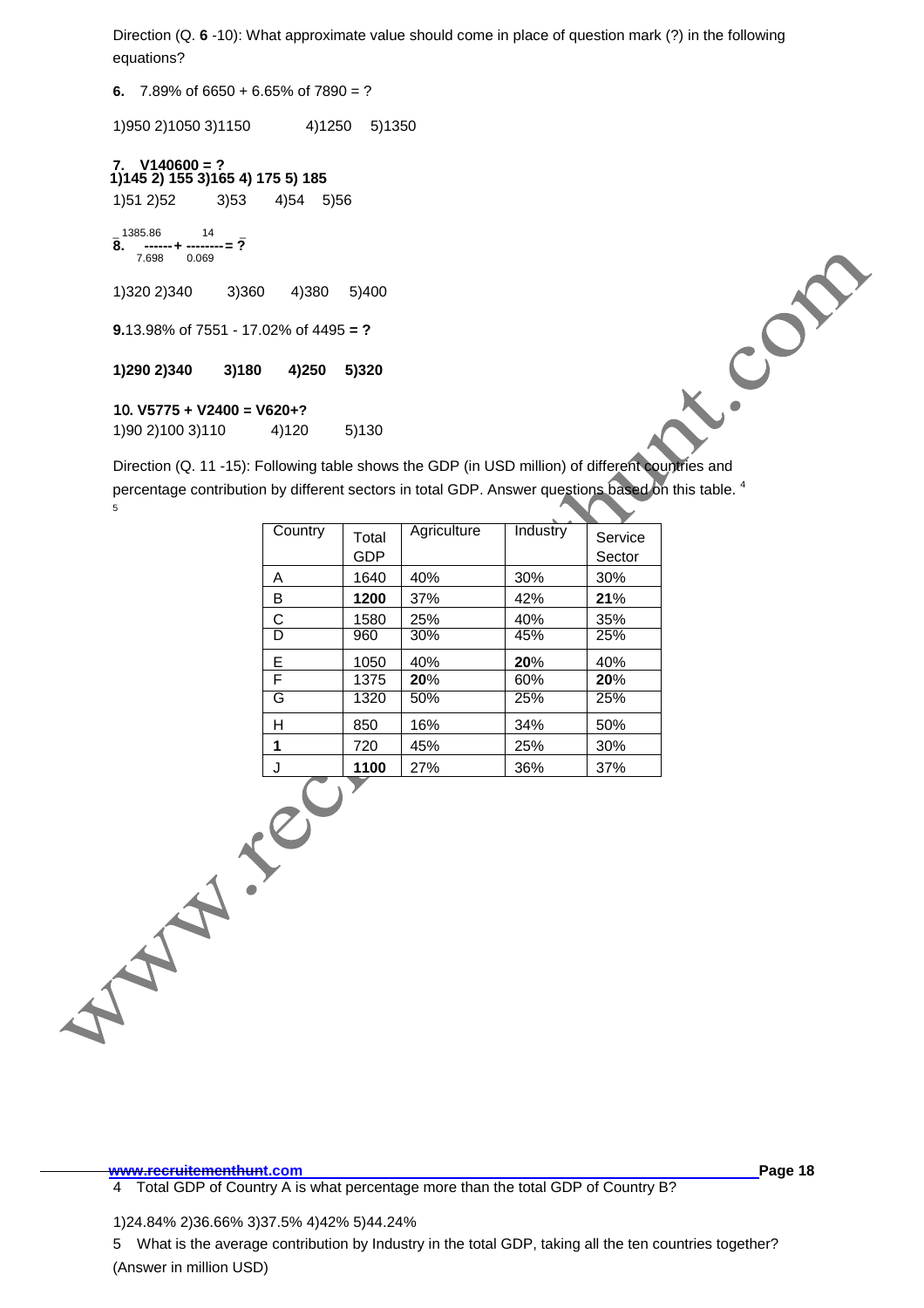Direction (Q. **6** -10): What approximate value should come in place of question mark (?) in the following equations?

**6.** 7.89% of 6650 + 6.65% of 7890 = ?

1)950 2)1050 3)1150 4)1250 5)1350

**7. V140600 = ?**
**1)145 2) 155 3)165 4) 175 5) 185**

1)51 2)52 3)53 4)54 5)56

**8.** $\frac{1385.86}{7.698} + \frac{14}{0.069} = ?$

1)320 2)340 3)360 4)380 5)400

**9.**13.98% of 7551 - 17.02% of 4495 **= ?**

**1)290 2)340 3)180 4)250 5)320**

**10. V5775 + V2400 = V620+?**

1)90 2)100 3)110 4)120 5)130

Direction (Q. 11 -15): Following table shows the GDP (in USD million) of different countries and percentage contribution by different sectors in total GDP. Answer questions based on this table. 4 5

| Country | Total GDP | Agriculture | Industry | Service Sector |
|---|---|---|---|---|
| A | 1640 | 40% | 30% | 30% |
| B | **1200** | 37% | 42% | **21**% |
| C | 1580 | 25% | 40% | 35% |
| D | 960 | 30% | 45% | 25% |
| E | 1050 | 40% | **20**% | 40% |
| F | 1375 | **20**% | 60% | **20**% |
| G | 1320 | 50% | 25% | 25% |
| H | 850 | 16% | 34% | 50% |
| **1** | 720 | 45% | 25% | 30% |
| J | **1100** | 27% | 36% | 37% |

4 Total GDP of Country A is what percentage more than the total GDP of Country B?

1)24.84% 2)36.66% 3)37.5% 4)42% 5)44.24%

5 What is the average contribution by Industry in the total GDP, taking all the ten countries together? (Answer in million USD)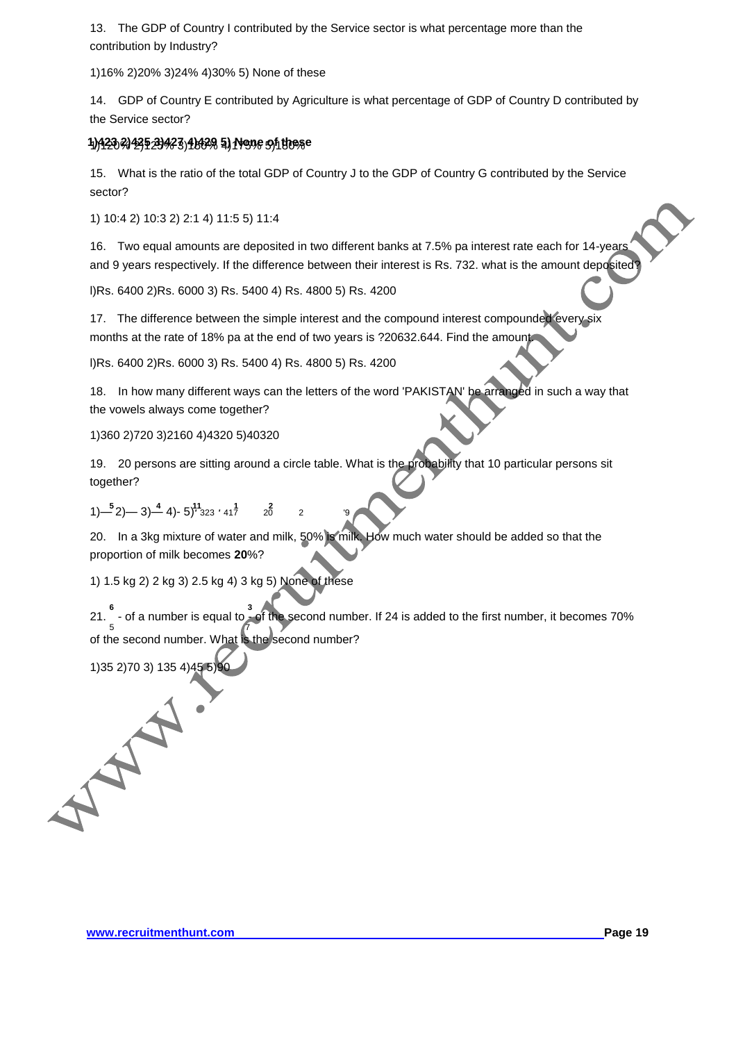13. The GDP of Country I contributed by the Service sector is what percentage more than the contribution by Industry?

1)16% 2)20% 3)24% 4)30% 5) None of these

14. GDP of Country E contributed by Agriculture is what percentage of GDP of Country D contributed by the Service sector?

1)120% 2)125% 3)150% 4)175% 5)180%

1)423 2)425 3)427 4)429 5) None of these

15. What is the ratio of the total GDP of Country J to the GDP of Country G contributed by the Service sector?

1) 10:4 2) 10:3 2) 2:1 4) 11:5 5) 11:4

16. Two equal amounts are deposited in two different banks at 7.5% pa interest rate each for 14-years and 9 years respectively. If the difference between their interest is Rs. 732. what is the amount deposited?

l)Rs. 6400 2)Rs. 6000 3) Rs. 5400 4) Rs. 4800 5) Rs. 4200

17. The difference between the simple interest and the compound interest compounded every six months at the rate of 18% pa at the end of two years is ?20632.644. Find the amount.

l)Rs. 6400 2)Rs. 6000 3) Rs. 5400 4) Rs. 4800 5) Rs. 4200

18. In how many different ways can the letters of the word 'PAKISTAN' be arranged in such a way that the vowels always come together?

1)360 2)720 3)2160 4)4320 5)40320

19. 20 persons are sitting around a circle table. What is the probability that 10 particular persons sit together?

1)$\frac{5}{323}$ 2)— 3)$\frac{4}{417}$ 4)- 5)$\frac{11}{20}$ $\frac{1}{2}$ $\frac{2}{9}$

20. In a 3kg mixture of water and milk, 50% is milk. How much water should be added so that the proportion of milk becomes **20**%?

1) 1.5 kg 2) 2 kg 3) 2.5 kg 4) 3 kg 5) None of these

21. $\frac{6}{5}$ - of a number is equal to $\frac{3}{7}$ of the second number. If 24 is added to the first number, it becomes 70% of the second number. What is the second number?

1)35 2)70 3) 135 4)45 5)90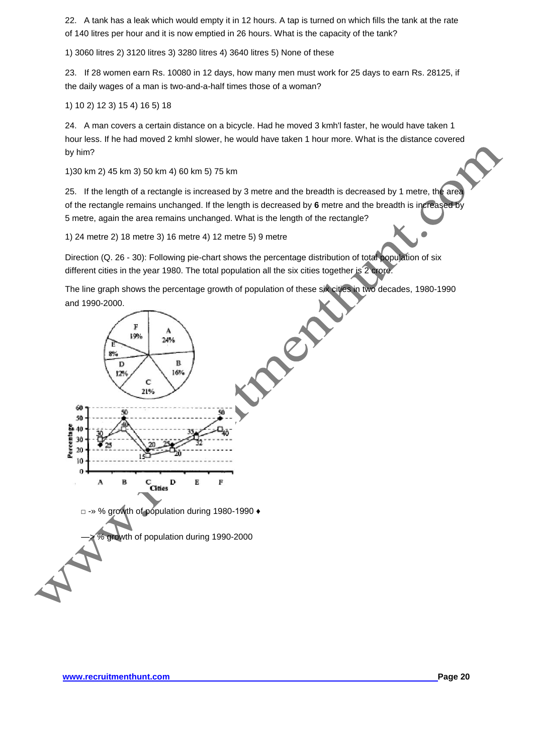22. A tank has a leak which would empty it in 12 hours. A tap is turned on which fills the tank at the rate of 140 litres per hour and it is now emptied in 26 hours. What is the capacity of the tank?

1) 3060 litres 2) 3120 litres 3) 3280 litres 4) 3640 litres 5) None of these

23. If 28 women earn Rs. 10080 in 12 days, how many men must work for 25 days to earn Rs. 28125, if the daily wages of a man is two-and-a-half times those of a woman?

1) 10 2) 12 3) 15 4) 16 5) 18

24. A man covers a certain distance on a bicycle. Had he moved 3 kmh'l faster, he would have taken 1 hour less. If he had moved 2 kmhl slower, he would have taken 1 hour more. What is the distance covered by him?

1)30 km 2) 45 km 3) 50 km 4) 60 km 5) 75 km

25. If the length of a rectangle is increased by 3 metre and the breadth is decreased by 1 metre, the area of the rectangle remains unchanged. If the length is decreased by **6** metre and the breadth is increased by 5 metre, again the area remains unchanged. What is the length of the rectangle?

1) 24 metre 2) 18 metre 3) 16 metre 4) 12 metre 5) 9 metre

Direction (Q. 26 - 30): Following pie-chart shows the percentage distribution of total population of six different cities in the year 1980. The total population all the six cities together is 2 crore.

The line graph shows the percentage growth of population of these six cities in two decades, 1980-1990 and 1990-2000.

| City | A | B | C | D | E | F |
|---|---|---|---|---|---|---|
| Population share in 1980 (%) | 24% | 16% | 21% | 12% | 8% | 19% |

| City | A | B | C | D | E | F |
|---|---|---|---|---|---|---|
| % growth 1980-1990 | 30 | 40 | 15 | 20 | 32 | 40 |
| % growth 1990-2000 | 25 | 50 | 20 | 25 | 35 | 50 |

□ -» % growth of population during 1980-1990 ♦

—> % growth of population during 1990-2000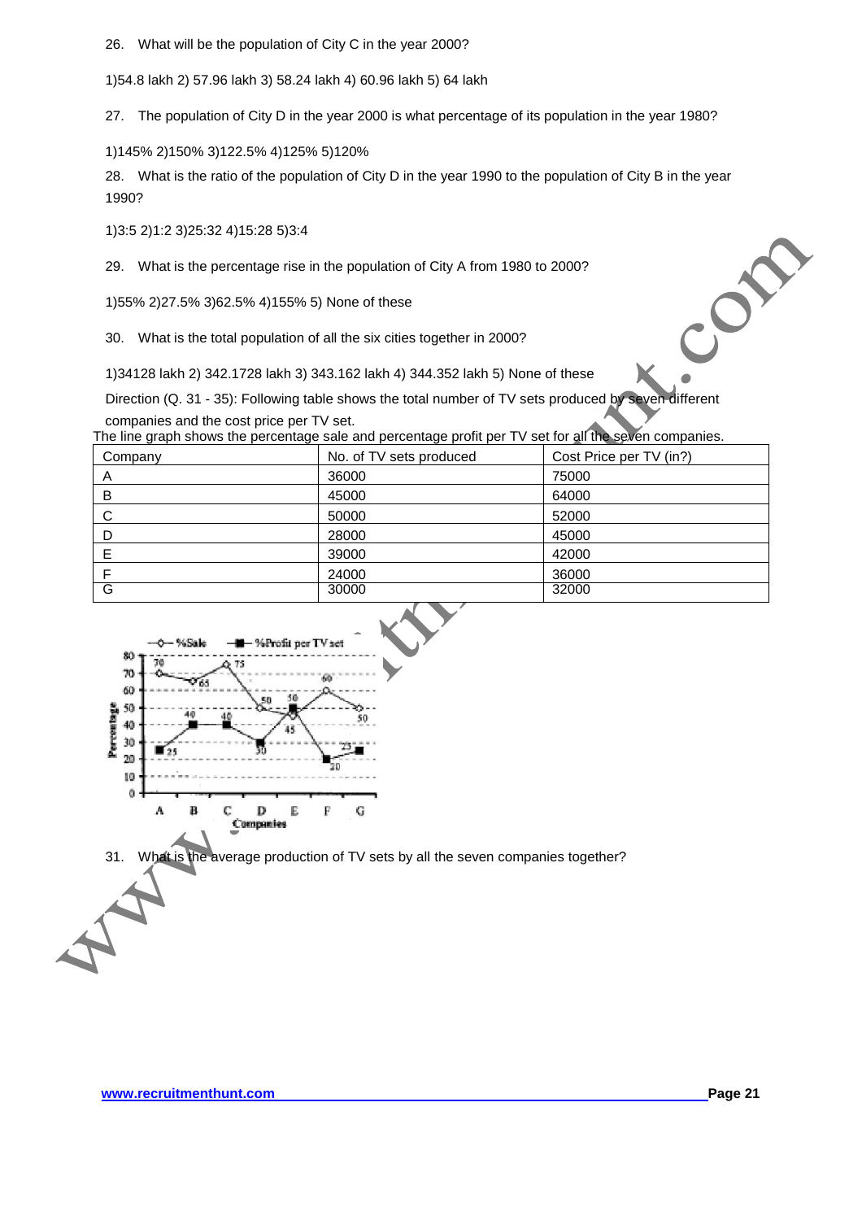26. What will be the population of City C in the year 2000?

1)54.8 lakh 2) 57.96 lakh 3) 58.24 lakh 4) 60.96 lakh 5) 64 lakh

27. The population of City D in the year 2000 is what percentage of its population in the year 1980?

1)145% 2)150% 3)122.5% 4)125% 5)120%

28. What is the ratio of the population of City D in the year 1990 to the population of City B in the year 1990?

1)3:5 2)1:2 3)25:32 4)15:28 5)3:4

29. What is the percentage rise in the population of City A from 1980 to 2000?

1)55% 2)27.5% 3)62.5% 4)155% 5) None of these

30. What is the total population of all the six cities together in 2000?

1)34128 lakh 2) 342.1728 lakh 3) 343.162 lakh 4) 344.352 lakh 5) None of these

Direction (Q. 31 - 35): Following table shows the total number of TV sets produced by seven different companies and the cost price per TV set.

The line graph shows the percentage sale and percentage profit per TV set for all the seven companies.

| Company | No. of TV sets produced | Cost Price per TV (in?) |
|---|---|---|
| A | 36000 | 75000 |
| B | 45000 | 64000 |
| C | 50000 | 52000 |
| D | 28000 | 45000 |
| E | 39000 | 42000 |
| F | 24000 | 36000 |
| G | 30000 | 32000 |

| Companies | %Sale | %Profit per TV set |
|---|---|---|
| A | 70 | 25 |
| B | 65 | 40 |
| C | 75 | 40 |
| D | 50 | 30 |
| E | 45 | 50 |
| F | 60 | 20 |
| G | 50 | 25 |

31. What is the average production of TV sets by all the seven companies together?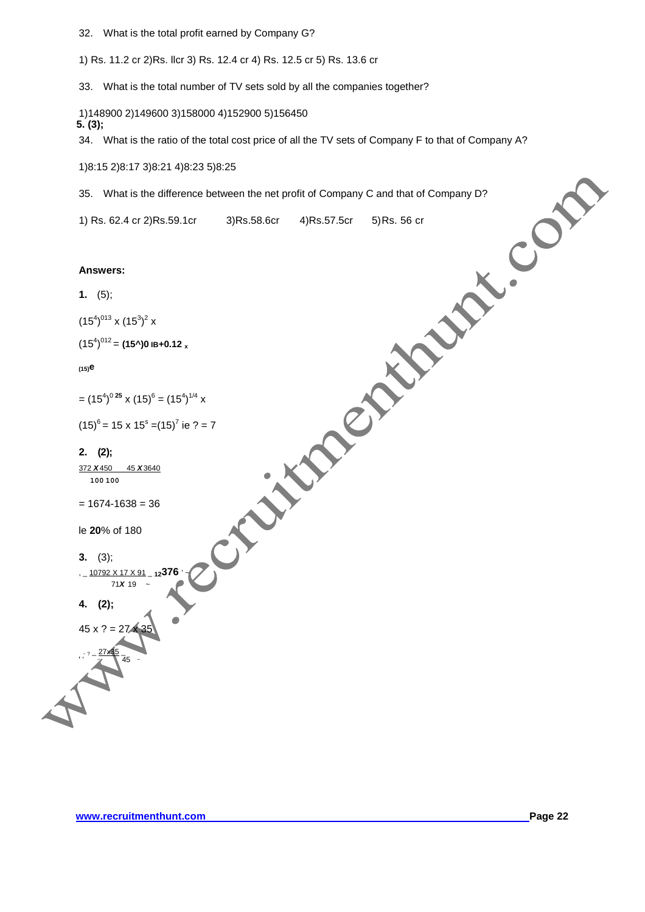32. What is the total profit earned by Company G?

1) Rs. 11.2 cr 2)Rs. llcr 3) Rs. 12.4 cr 4) Rs. 12.5 cr 5) Rs. 13.6 cr

33. What is the total number of TV sets sold by all the companies together?

1)148900 2)149600 3)158000 4)152900 5)156450

**5. (3);**

34. What is the ratio of the total cost price of all the TV sets of Company F to that of Company A?

1)8:15 2)8:17 3)8:21 4)8:23 5)8:25

35. What is the difference between the net profit of Company C and that of Company D?

1) Rs. 62.4 cr 2)Rs.59.1cr 3)Rs.58.6cr 4)Rs.57.5cr 5)Rs. 56 cr

**Answers:**

**1.** (5);

$(15^4)^{013}$ x $(15^3)^2$ x

$(15^4)^{012}$ = **(15^)0 IB+0.12** x

(15)**e**

= $(15^4)^{0\,25}$ x $(15)^6$ = $(15^4)^{1/4}$ x

$(15)^6$ = 15 x $15^s$ =$(15)^7$ ie ? = 7

**2. (2);**

372 *x* 450 45 *x* 3640

100 100

= 1674-1638 = 36

Ie **20**% of 180

**3.** (3);

, _ 10792 X 17 X 91 _ 12**376** ' ~

71*X* 19 ~

**4. (2);**

45 x ? = 27 x 35

, ; ? _ 27x35 _

45 ~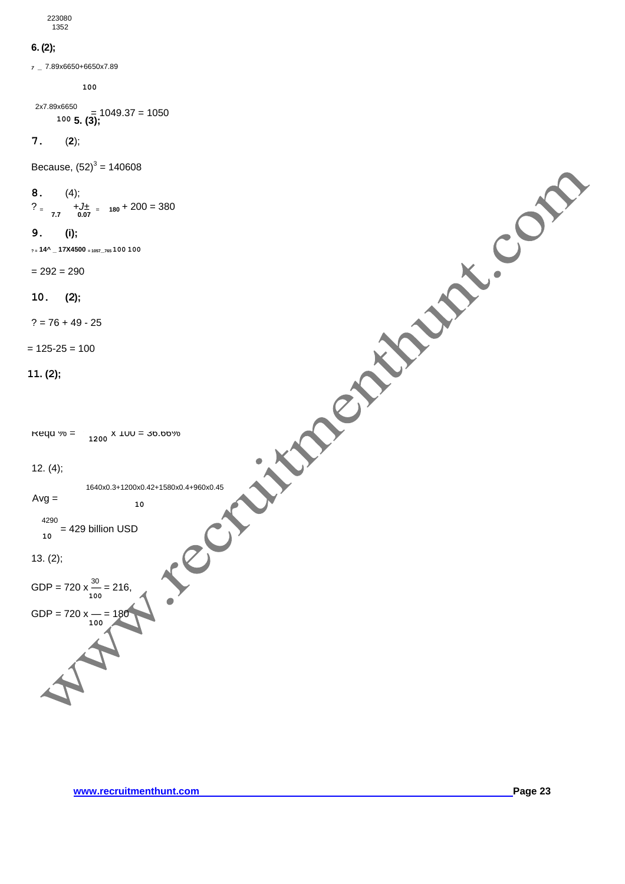223080
1352

**6. (2);**

$? = \frac{7.89 \times 6650 + 6650 \times 7.89}{100}$

$= \frac{2 \times 7.89 \times 6650}{100} = 1049.37 = 1050$

**5. (3);**

**7.** (**2**);

Because, $(52)^3 = 140608$

**8.** (4);

? = 7.7 +J± 0.07 = 180 + 200 = 380

**9.** **(i);**

? = 14^ _ 17X4500 = 1057_765 100 100

= 292 = 290

**10.** **(2);**

? = 76 + 49 - 25

= 125-25 = 100

**11. (2);**

Reqd % = $\frac{}{1200} \times 100 = 36.66\%$

12. (4);

$\text{Avg} = \frac{1640 \times 0.3 + 1200 \times 0.42 + 1580 \times 0.4 + 960 \times 0.45}{10}$

$\frac{4290}{10} = 429$ billion USD

13. (2);

$\text{GDP} = 720 \times \frac{30}{100} = 216,$

$\text{GDP} = 720 \times \frac{}{100} = 180$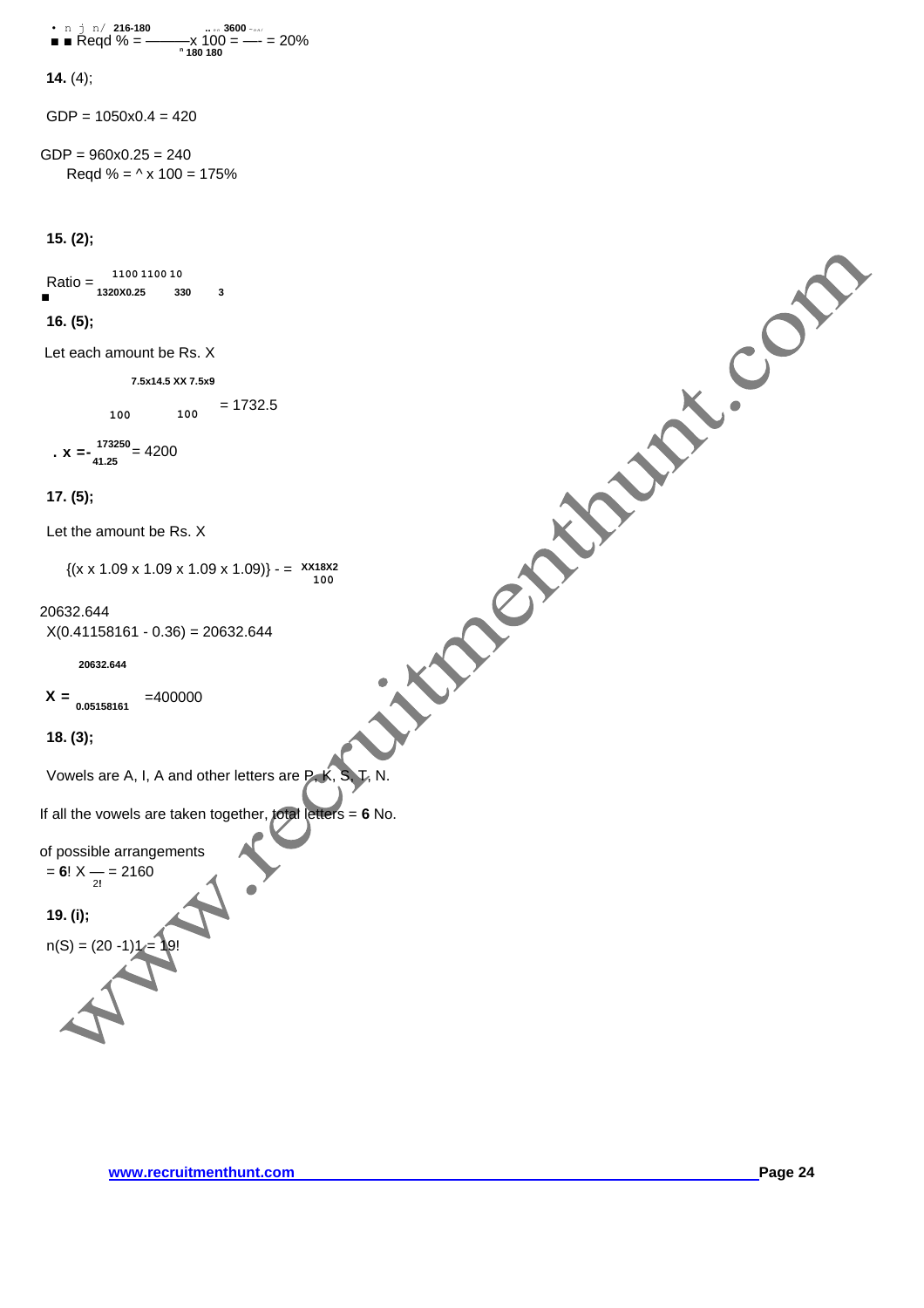• n j n/ 216-180 .. . . 3600

Reqd % = $\frac{216-180}{180} \times 100 = \frac{3600}{180} = 20\%$

**14.** (4);

GDP = 1050x0.4 = 420

GDP = 960x0.25 = 240

Reqd % = ^ x 100 = 175%

**15. (2);**

Ratio = $\frac{1100}{1320 \times 0.25} = \frac{1100}{330} = \frac{10}{3}$

**16. (5);**

Let each amount be Rs. X

$\frac{7.5 \times 14.5 \times X}{100} + \frac{X \times 7.5 \times 9}{100} = 1732.5$

$\therefore X = \frac{173250}{41.25} = 4200$

**17. (5);**

Let the amount be Rs. X

$\{(x \times 1.09 \times 1.09 \times 1.09 \times 1.09)\} - = \frac{X \times 18 \times 2}{100}$

20632.644

X(0.41158161 - 0.36) = 20632.644

$X = \frac{20632.644}{0.05158161} = 400000$

**18. (3);**

Vowels are A, I, A and other letters are P, K, S, T, N.

If all the vowels are taken together, total letters = **6** No.

of possible arrangements

$= 6! \times \frac{}{2!} = 2160$

**19. (i);**

n(S) = (20 -1)1 = 19!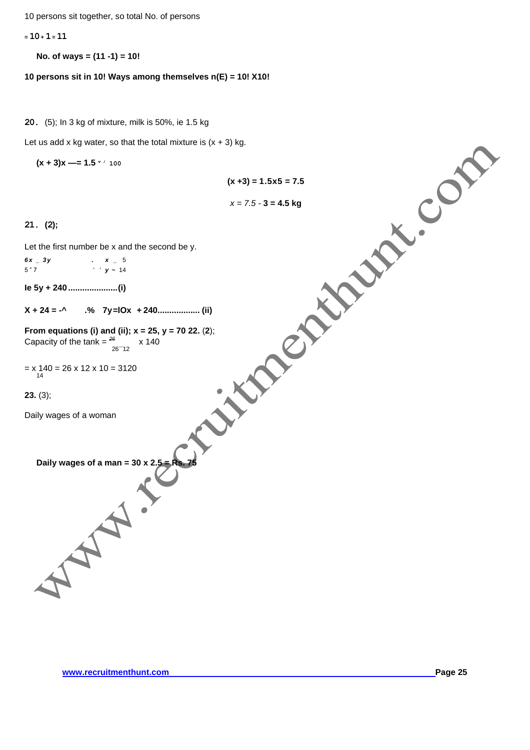10 persons sit together, so total No. of persons

$= 10 + 1 = 11$

**No. of ways = (11 -1) = 10!**

**10 persons sit in 10! Ways among themselves n(E) = 10! X10!**

**20.** (5); In 3 kg of mixture, milk is 50%, ie 1.5 kg

Let us add x kg water, so that the total mixture is (x + 3) kg.

**(x + 3)x —= 1.5** v J 100

**(x +3) = 1.5x5 = 7.5**

*x = 7.5* - **3 = 4.5 kg**

**21. (2);**

Let the first number be x and the second be y.

***6x _ 3y*** . ***x*** _ 5
5 " 7 ' ' ***y*** ~ 14

**Ie 5y + 240.....................(i)**

**X + 24 = -^ .% 7y=lOx + 240.................. (ii)**

**From equations (i) and (ii); x = 25, y = 70 22.** (**2**);
Capacity of the tank = $\frac{26}{26-12}$ x 140

= x $\frac{140}{14}$ = 26 x 12 x 10 = 3120

**23.** (3);

Daily wages of a woman

**Daily wages of a man = 30 x 2.5 = Rs. 75**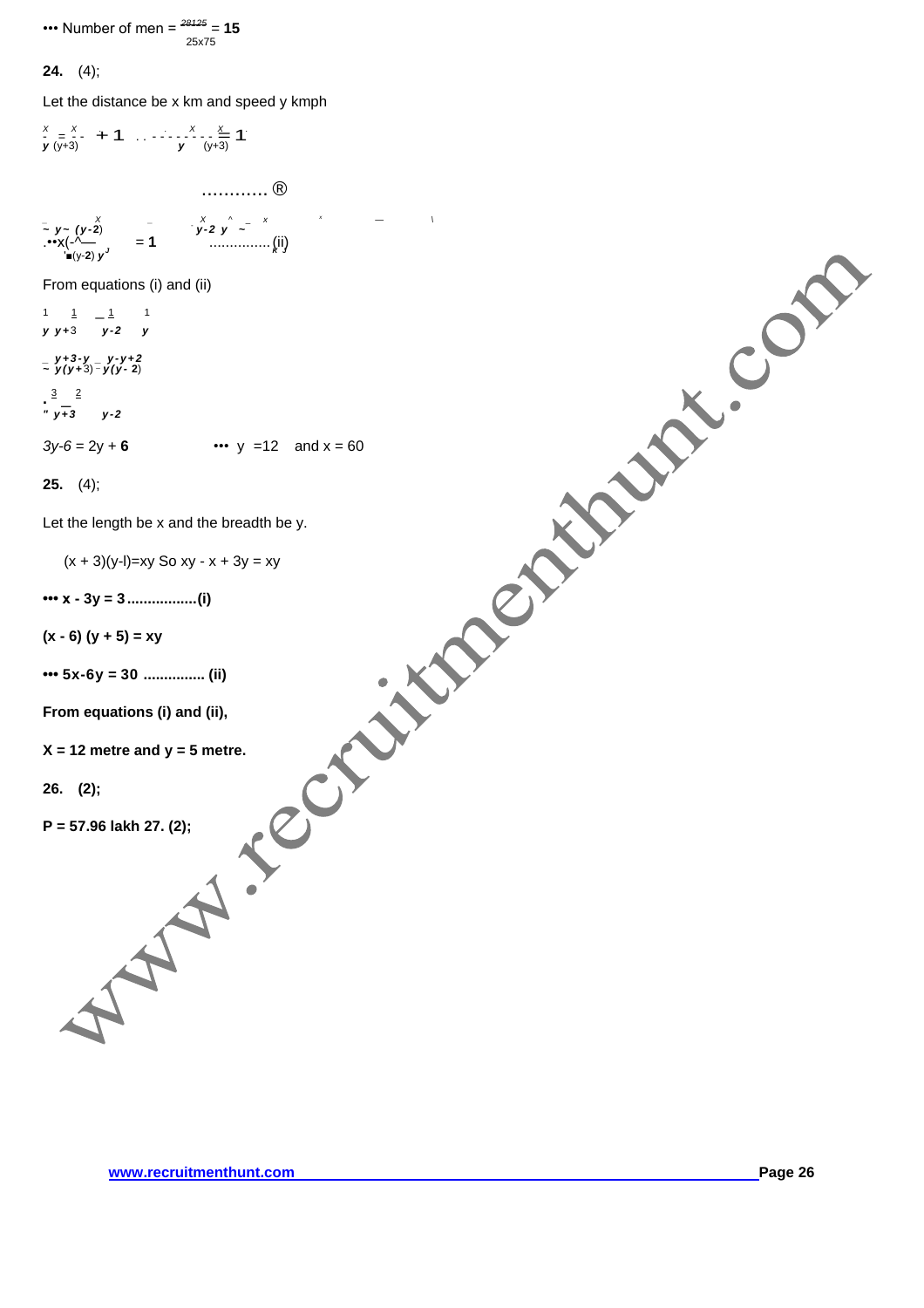∴ Number of men = $\frac{28125}{25 \times 75}$ = **15**

**24.** (4);

Let the distance be x km and speed y kmph

$\frac{x}{y} = \frac{x}{(y+3)} + 1 \quad \therefore \frac{x}{y} - \frac{x}{(y+3)} = 1$ ............ (i)

$\frac{x}{(y-2)} - \frac{x}{y} = 1$

$\therefore x\left(\frac{1}{(y-2)} - \frac{1}{y}\right) = 1$ ............... (ii)

From equations (i) and (ii)

$\frac{1}{y} - \frac{1}{y+3} = \frac{1}{y-2} - \frac{1}{y}$

$\frac{y+3-y}{y(y+3)} = \frac{y-y+2}{y(y-2)}$

$\therefore \frac{3}{y+3} = \frac{2}{y-2}$

$3y - 6 = 2y + 6 \quad \therefore y = 12$ and $x = 60$

**25.** (4);

Let the length be x and the breadth be y.

$(x + 3)(y - 1) = xy$ So $xy - x + 3y = xy$

**∴ $x - 3y = 3$ .................(i)**

**$(x - 6)(y + 5) = xy$**

**∴ $5x - 6y = 30$ ............... (ii)**

**From equations (i) and (ii),**

**X = 12 metre and y = 5 metre.**

**26. (2);**

**P = 57.96 lakh 27. (2);**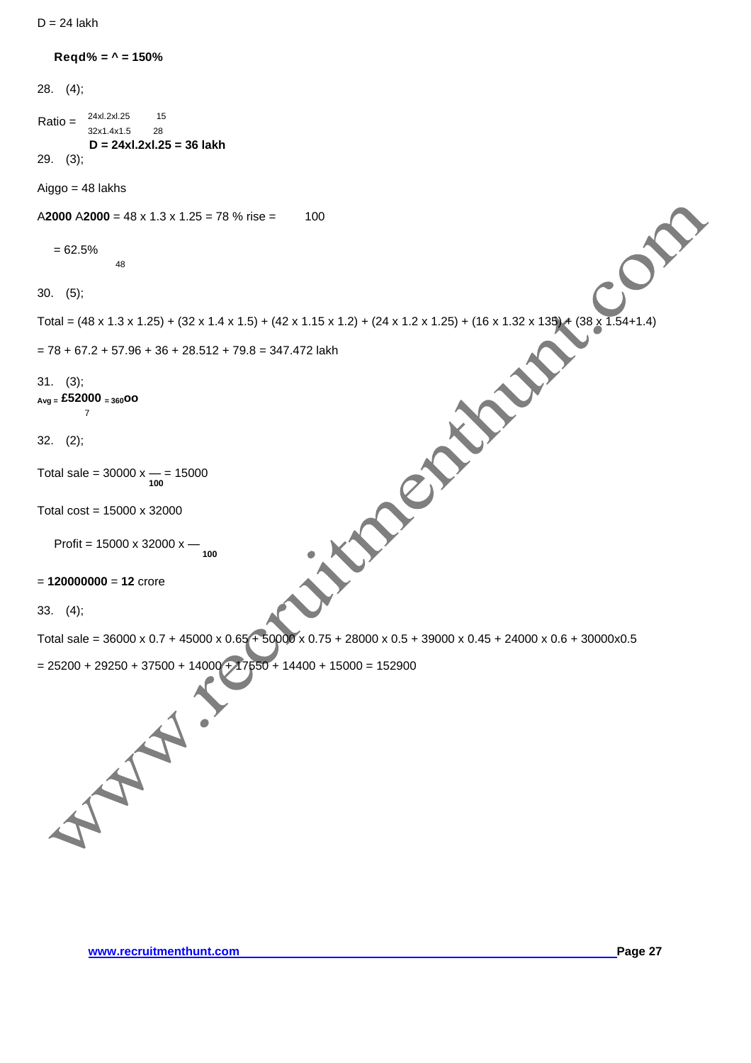D = 24 lakh

**Reqd% = ^ = 150%**

28. (4);

Ratio = $\frac{24 \times 1.2 \times 1.25}{32 \times 1.4 \times 1.5}$ $\frac{15}{28}$

**D = 24xl.2xl.25 = 36 lakh**

29. (3);

Aiggo = 48 lakhs

A**2000** A**2000** = 48 x 1.3 x 1.25 = 78 % rise = 100

= 62.5%

48

30. (5);

Total = (48 x 1.3 x 1.25) + (32 x 1.4 x 1.5) + (42 x 1.15 x 1.2) + (24 x 1.2 x 1.25) + (16 x 1.32 x 135) + (38 x 1.54+1.4)

= 78 + 67.2 + 57.96 + 36 + 28.512 + 79.8 = 347.472 lakh

31. (3);

Avg = **£52000** = 360**OO**

7

32. (2);

Total sale = 30000 x — = 15000
100

Total cost = 15000 x 32000

Profit = 15000 x 32000 x —
100

= **120000000** = **12** crore

33. (4);

Total sale = 36000 x 0.7 + 45000 x 0.65 + 50000 x 0.75 + 28000 x 0.5 + 39000 x 0.45 + 24000 x 0.6 + 30000x0.5

= 25200 + 29250 + 37500 + 14000 + 17550 + 14400 + 15000 = 152900